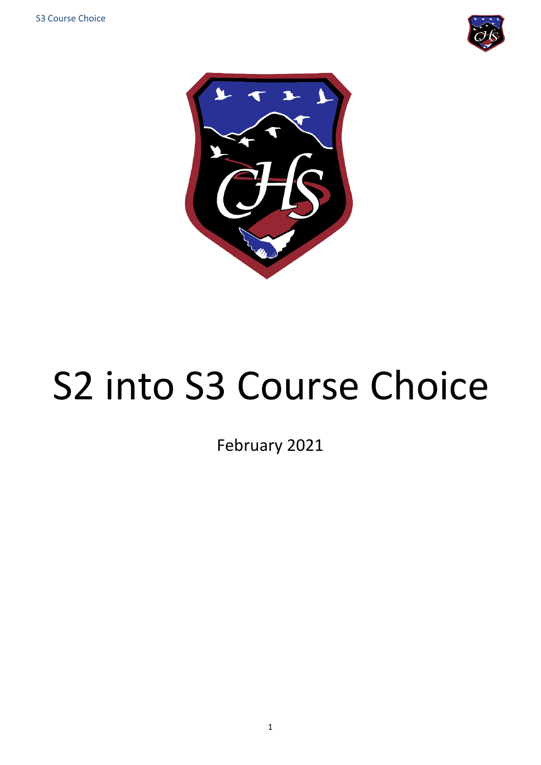# S2 into S3 Course Choice

February 2021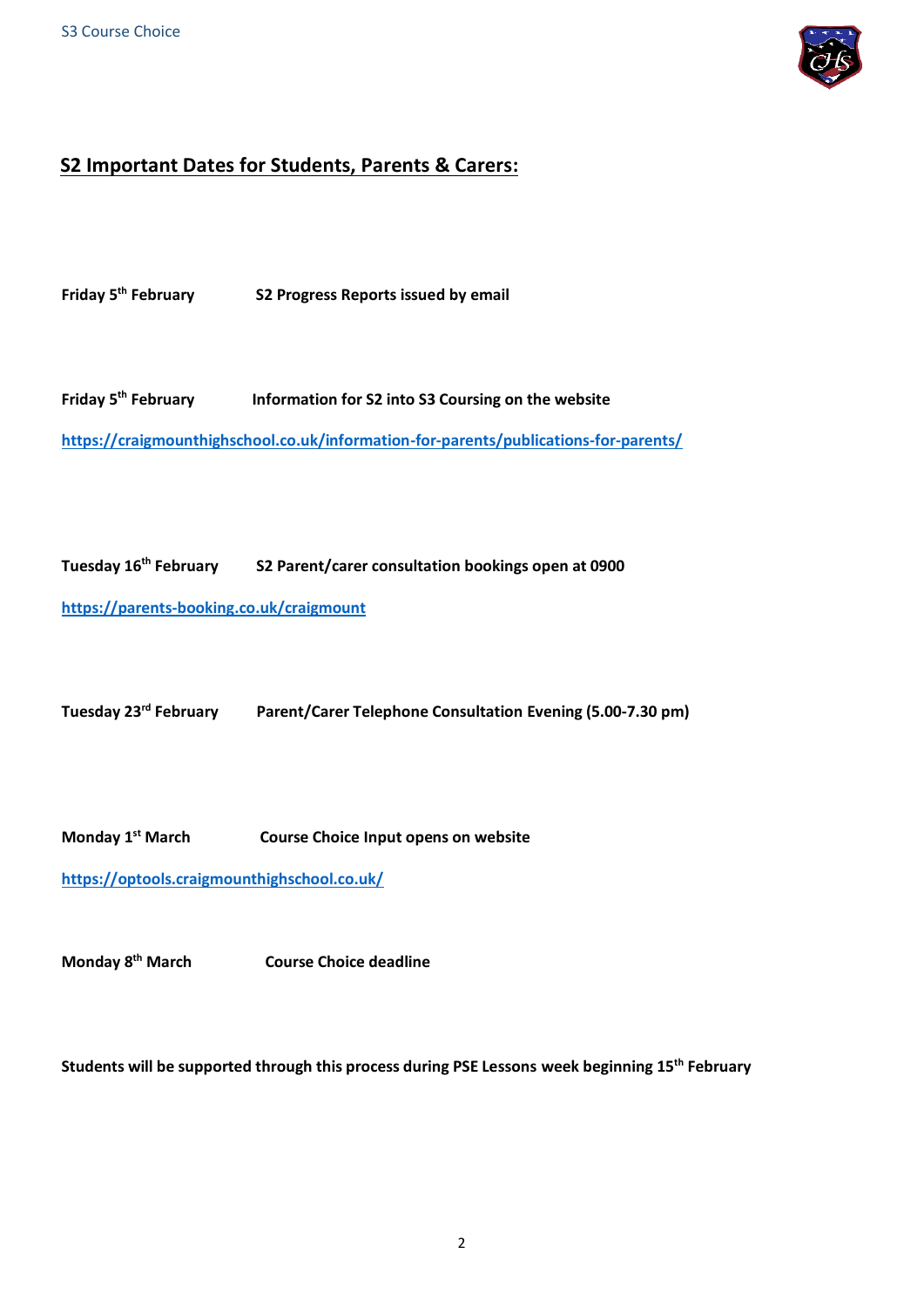## S2 Important Dates for Students, Parents & Carers:

**Friday 5th February** **S2 Progress Reports issued by email**

**Friday 5th February** **Information for S2 into S3 Coursing on the website**

https://craigmounthighschool.co.uk/information-for-parents/publications-for-parents/

**Tuesday 16th February** **S2 Parent/carer consultation bookings open at 0900**

https://parents-booking.co.uk/craigmount

**Tuesday 23rd February** **Parent/Carer Telephone Consultation Evening (5.00-7.30 pm)**

**Monday 1st March** **Course Choice Input opens on website**

https://optools.craigmounthighschool.co.uk/

**Monday 8th March** **Course Choice deadline**

**Students will be supported through this process during PSE Lessons week beginning 15th February**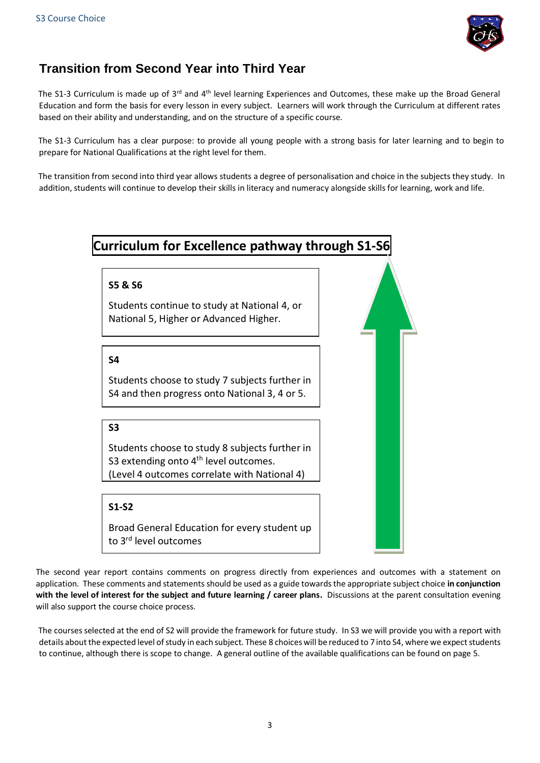## Transition from Second Year into Third Year

The S1-3 Curriculum is made up of 3rd and 4th level learning Experiences and Outcomes, these make up the Broad General Education and form the basis for every lesson in every subject. Learners will work through the Curriculum at different rates based on their ability and understanding, and on the structure of a specific course.

The S1-3 Curriculum has a clear purpose: to provide all young people with a strong basis for later learning and to begin to prepare for National Qualifications at the right level for them.

The transition from second into third year allows students a degree of personalisation and choice in the subjects they study. In addition, students will continue to develop their skills in literacy and numeracy alongside skills for learning, work and life.

### Curriculum for Excellence pathway through S1-S6

**S5 & S6**

Students continue to study at National 4, or National 5, Higher or Advanced Higher.

**S4**

Students choose to study 7 subjects further in S4 and then progress onto National 3, 4 or 5.

**S3**

Students choose to study 8 subjects further in S3 extending onto 4th level outcomes. (Level 4 outcomes correlate with National 4)

**S1-S2**

Broad General Education for every student up to 3rd level outcomes

The second year report contains comments on progress directly from experiences and outcomes with a statement on application. These comments and statements should be used as a guide towards the appropriate subject choice **in conjunction with the level of interest for the subject and future learning / career plans.** Discussions at the parent consultation evening will also support the course choice process.

The courses selected at the end of S2 will provide the framework for future study. In S3 we will provide you with a report with details about the expected level of study in each subject. These 8 choices will be reduced to 7 into S4, where we expect students to continue, although there is scope to change. A general outline of the available qualifications can be found on page 5.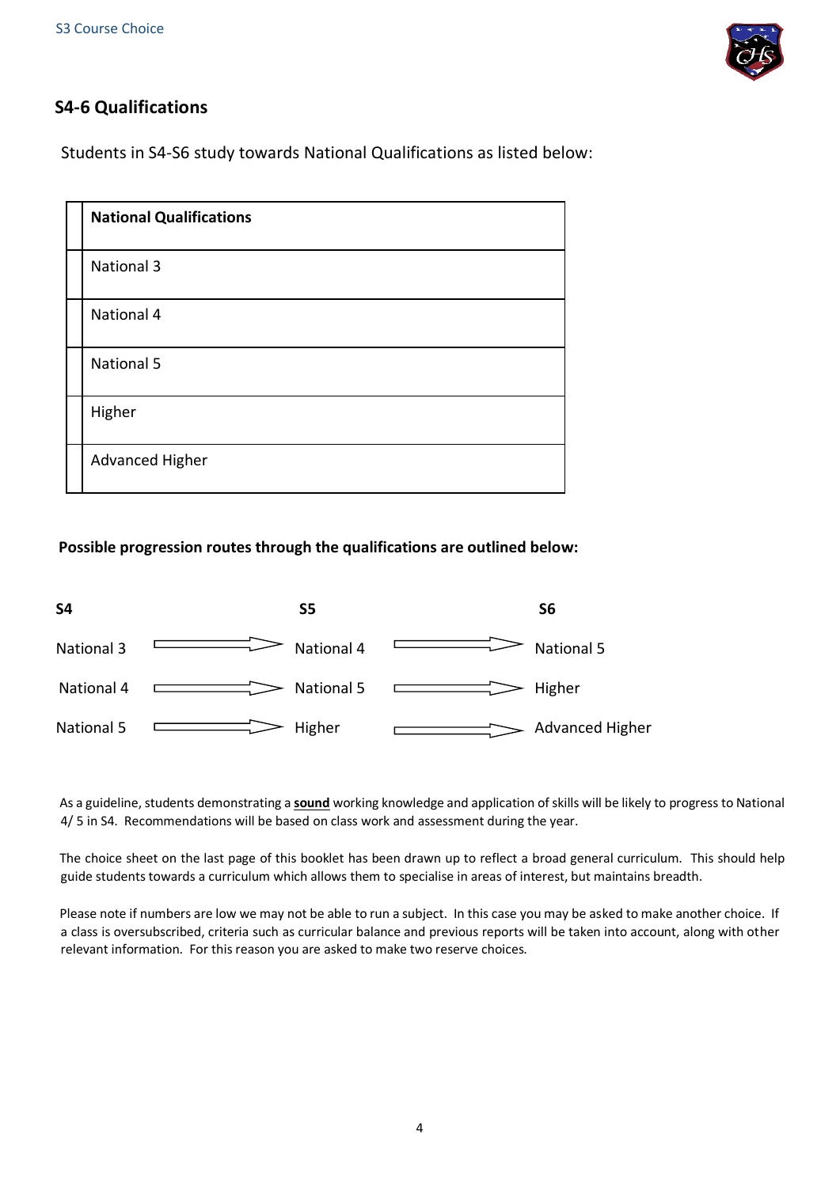## S4-6 Qualifications

Students in S4-S6 study towards National Qualifications as listed below:

| National Qualifications |
| --- |
| National 3 |
| National 4 |
| National 5 |
| Higher |
| Advanced Higher |

**Possible progression routes through the qualifications are outlined below:**

| S4 | | S5 | | S6 |
| --- | --- | --- | --- | --- |
| National 3 | → | National 4 | → | National 5 |
| National 4 | → | National 5 | → | Higher |
| National 5 | → | Higher | → | Advanced Higher |

As a guideline, students demonstrating a **sound** working knowledge and application of skills will be likely to progress to National 4/ 5 in S4. Recommendations will be based on class work and assessment during the year.

The choice sheet on the last page of this booklet has been drawn up to reflect a broad general curriculum. This should help guide students towards a curriculum which allows them to specialise in areas of interest, but maintains breadth.

Please note if numbers are low we may not be able to run a subject. In this case you may be asked to make another choice. If a class is oversubscribed, criteria such as curricular balance and previous reports will be taken into account, along with other relevant information. For this reason you are asked to make two reserve choices.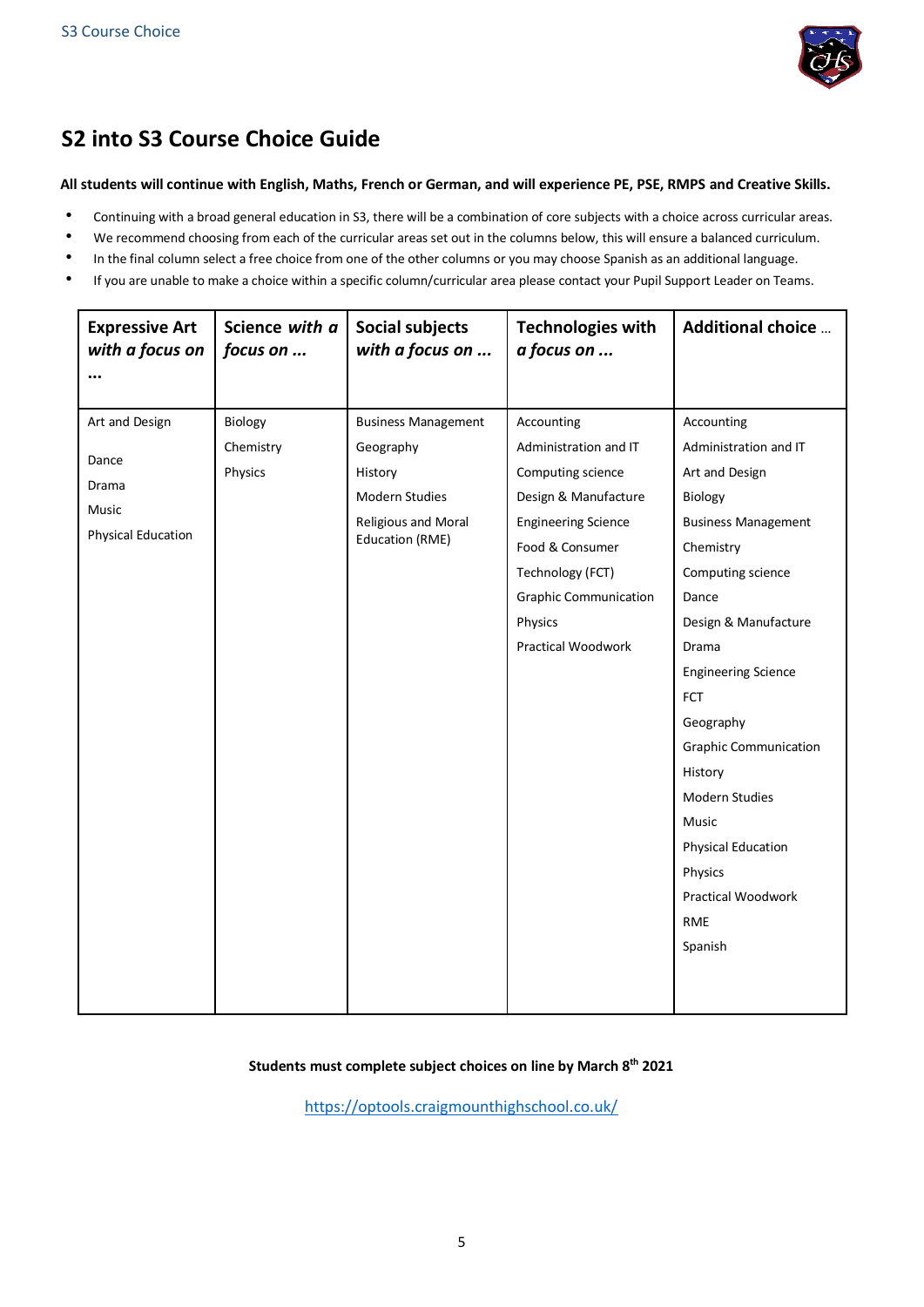## S2 into S3 Course Choice Guide

**All students will continue with English, Maths, French or German, and will experience PE, PSE, RMPS and Creative Skills.**

- Continuing with a broad general education in S3, there will be a combination of core subjects with a choice across curricular areas.
- We recommend choosing from each of the curricular areas set out in the columns below, this will ensure a balanced curriculum.
- In the final column select a free choice from one of the other columns or you may choose Spanish as an additional language.
- If you are unable to make a choice within a specific column/curricular area please contact your Pupil Support Leader on Teams.

| **Expressive Art *with a focus on …*** | **Science *with a focus on …*** | **Social subjects *with a focus on …*** | **Technologies with *a focus on …*** | **Additional choice …** |
|---|---|---|---|---|
| Art and Design | Biology | Business Management | Accounting | Accounting |
| Dance | Chemistry | Geography | Administration and IT | Administration and IT |
| Drama | Physics | History | Computing science | Art and Design |
| Music | | Modern Studies | Design & Manufacture | Biology |
| Physical Education | | Religious and Moral Education (RME) | Engineering Science | Business Management |
| | | | Food & Consumer Technology (FCT) | Chemistry |
| | | | Graphic Communication | Computing science |
| | | | Physics | Dance |
| | | | Practical Woodwork | Design & Manufacture |
| | | | | Drama |
| | | | | Engineering Science |
| | | | | FCT |
| | | | | Geography |
| | | | | Graphic Communication |
| | | | | History |
| | | | | Modern Studies |
| | | | | Music |
| | | | | Physical Education |
| | | | | Physics |
| | | | | Practical Woodwork |
| | | | | RME |
| | | | | Spanish |

**Students must complete subject choices on line by March 8th 2021**

https://optools.craigmounthighschool.co.uk/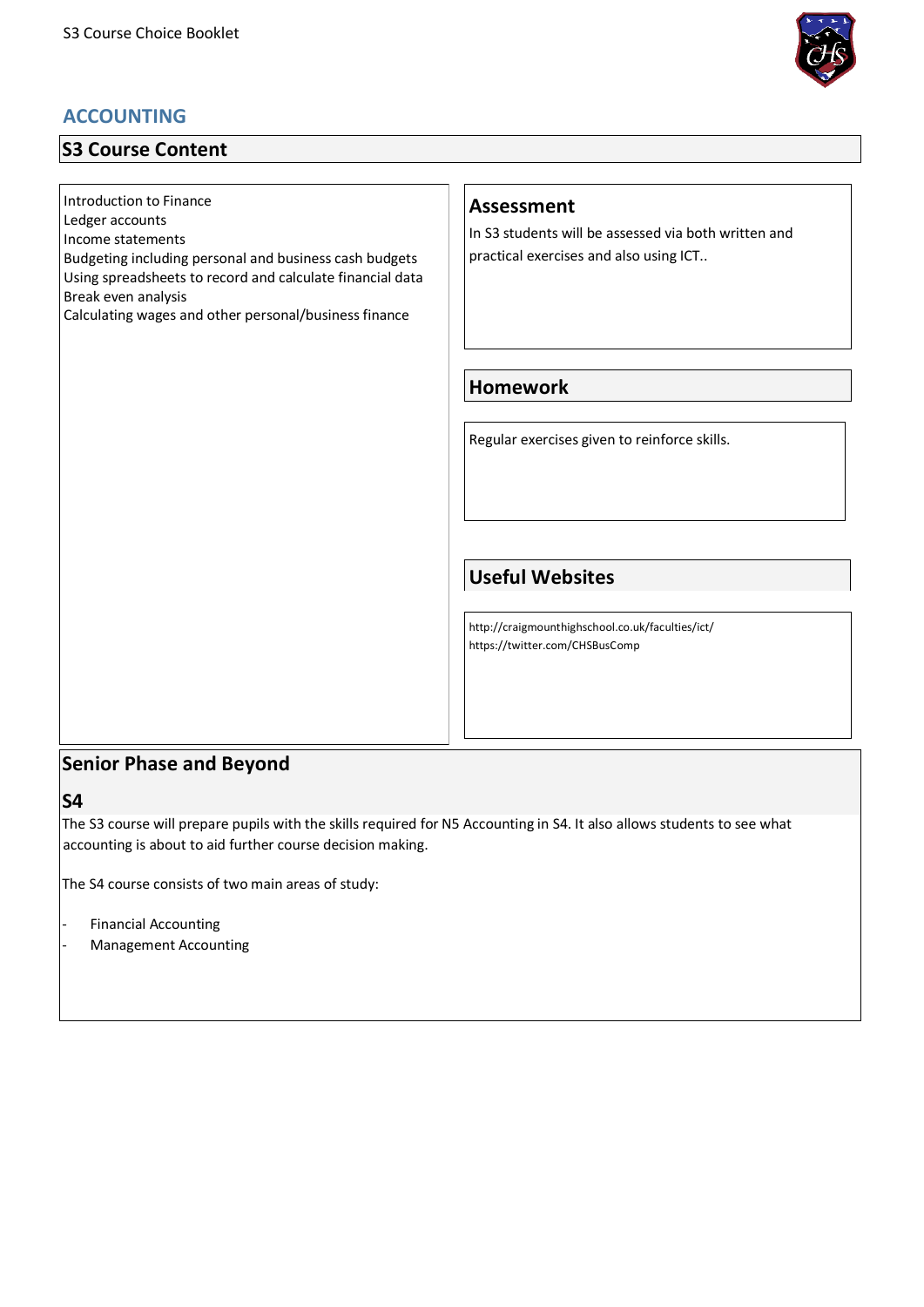## ACCOUNTING

### S3 Course Content

Introduction to Finance
Ledger accounts
Income statements
Budgeting including personal and business cash budgets
Using spreadsheets to record and calculate financial data
Break even analysis
Calculating wages and other personal/business finance

### Assessment

In S3 students will be assessed via both written and practical exercises and also using ICT..

### Homework

Regular exercises given to reinforce skills.

### Useful Websites

http://craigmounthighschool.co.uk/faculties/ict/
https://twitter.com/CHSBusComp

### Senior Phase and Beyond

#### S4

The S3 course will prepare pupils with the skills required for N5 Accounting in S4. It also allows students to see what accounting is about to aid further course decision making.

The S4 course consists of two main areas of study:

- Financial Accounting
- Management Accounting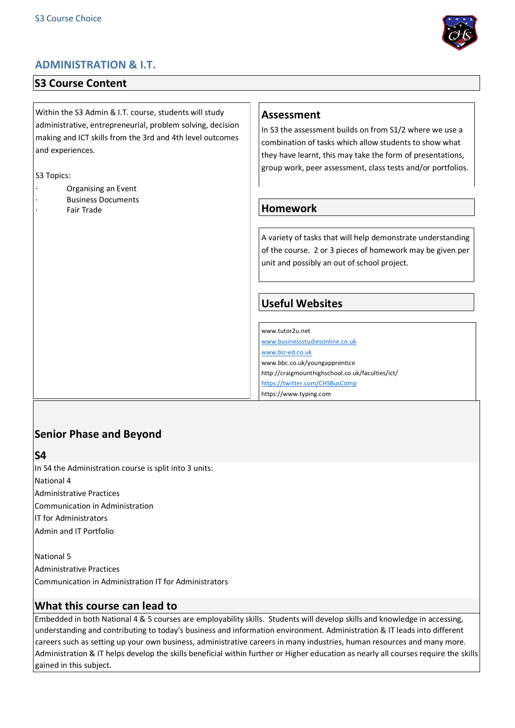# ADMINISTRATION & I.T.

## S3 Course Content

Within the S3 Admin & I.T. course, students will study administrative, entrepreneurial, problem solving, decision making and ICT skills from the 3rd and 4th level outcomes and experiences.

S3 Topics:

- Organising an Event
- Business Documents
- Fair Trade

## Assessment

In S3 the assessment builds on from S1/2 where we use a combination of tasks which allow students to show what they have learnt, this may take the form of presentations, group work, peer assessment, class tests and/or portfolios.

## Homework

A variety of tasks that will help demonstrate understanding of the course. 2 or 3 pieces of homework may be given per unit and possibly an out of school project.

## Useful Websites

www.tutor2u.net
www.businessstudiesonline.co.uk
www.biz-ed.co.uk
www.bbc.co.uk/youngapprentice
http://craigmounthighschool.co.uk/faculties/ict/
https://twitter.com/CHSBusComp
https://www.typing.com

## Senior Phase and Beyond

### S4

In S4 the Administration course is split into 3 units:

National 4
Administrative Practices
Communication in Administration
IT for Administrators
Admin and IT Portfolio

National 5
Administrative Practices
Communication in Administration IT for Administrators

## What this course can lead to

Embedded in both National 4 & 5 courses are employability skills. Students will develop skills and knowledge in accessing, understanding and contributing to today's business and information environment. Administration & IT leads into different careers such as setting up your own business, administrative careers in many industries, human resources and many more. Administration & IT helps develop the skills beneficial within further or Higher education as nearly all courses require the skills gained in this subject.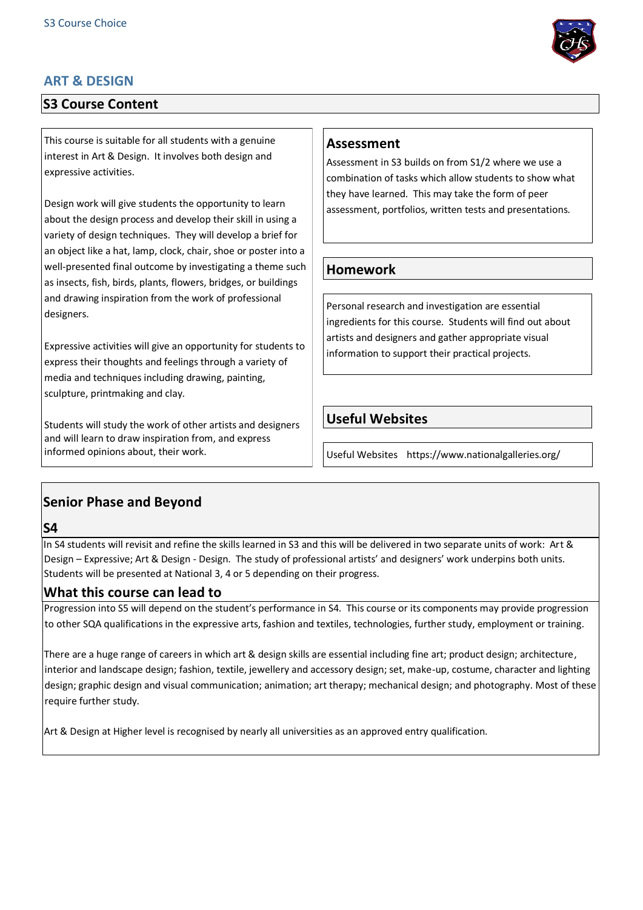# ART & DESIGN

## S3 Course Content

This course is suitable for all students with a genuine interest in Art & Design. It involves both design and expressive activities.

Design work will give students the opportunity to learn about the design process and develop their skill in using a variety of design techniques. They will develop a brief for an object like a hat, lamp, clock, chair, shoe or poster into a well-presented final outcome by investigating a theme such as insects, fish, birds, plants, flowers, bridges, or buildings and drawing inspiration from the work of professional designers.

Expressive activities will give an opportunity for students to express their thoughts and feelings through a variety of media and techniques including drawing, painting, sculpture, printmaking and clay.

Students will study the work of other artists and designers and will learn to draw inspiration from, and express informed opinions about, their work.

### Assessment

Assessment in S3 builds on from S1/2 where we use a combination of tasks which allow students to show what they have learned. This may take the form of peer assessment, portfolios, written tests and presentations.

### Homework

Personal research and investigation are essential ingredients for this course. Students will find out about artists and designers and gather appropriate visual information to support their practical projects.

### Useful Websites

Useful Websites https://www.nationalgalleries.org/

## Senior Phase and Beyond

### S4

In S4 students will revisit and refine the skills learned in S3 and this will be delivered in two separate units of work: Art & Design – Expressive; Art & Design - Design. The study of professional artists' and designers' work underpins both units. Students will be presented at National 3, 4 or 5 depending on their progress.

### What this course can lead to

Progression into S5 will depend on the student's performance in S4. This course or its components may provide progression to other SQA qualifications in the expressive arts, fashion and textiles, technologies, further study, employment or training.

There are a huge range of careers in which art & design skills are essential including fine art; product design; architecture, interior and landscape design; fashion, textile, jewellery and accessory design; set, make-up, costume, character and lighting design; graphic design and visual communication; animation; art therapy; mechanical design; and photography. Most of these require further study.

Art & Design at Higher level is recognised by nearly all universities as an approved entry qualification.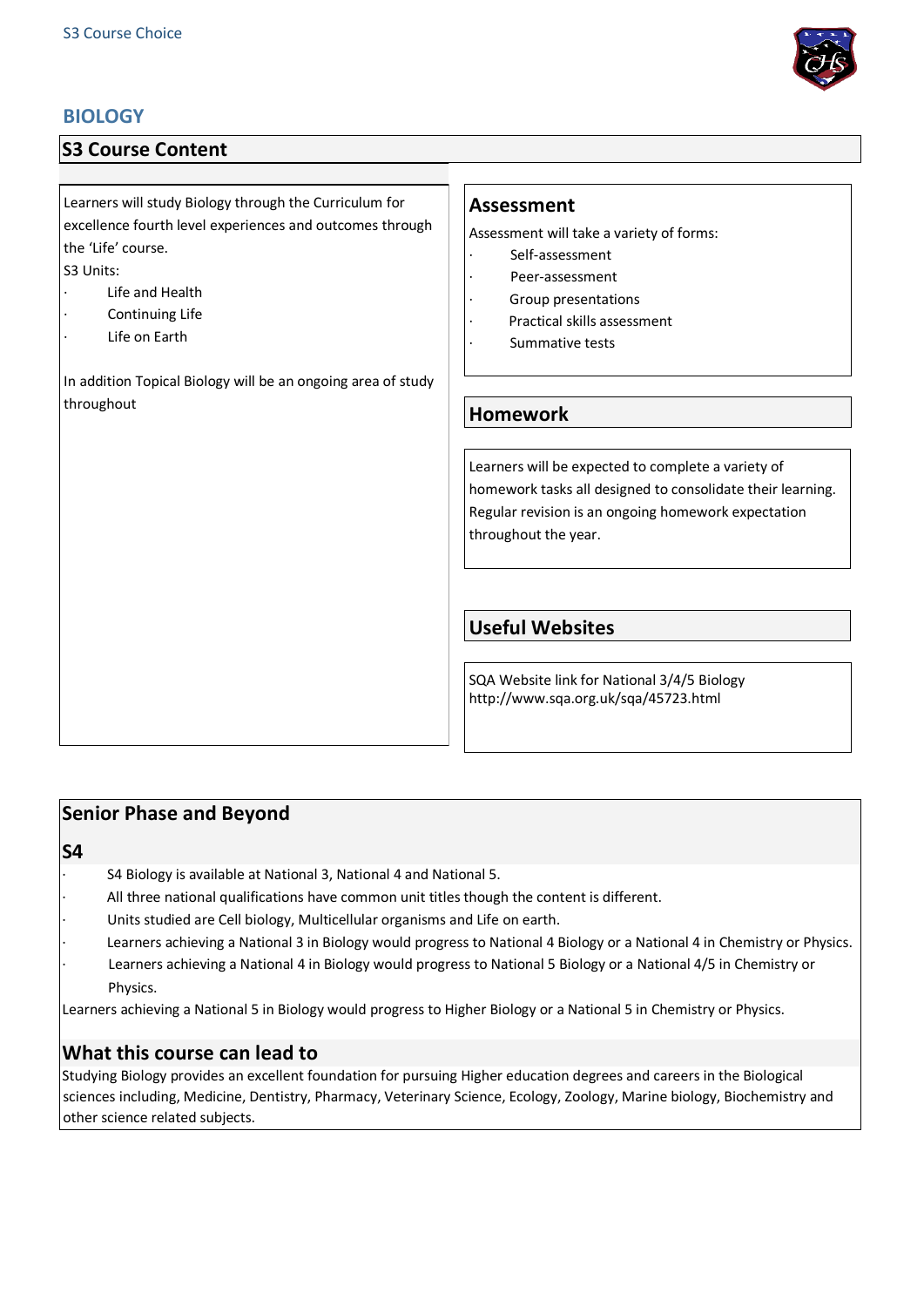# BIOLOGY

## S3 Course Content

Learners will study Biology through the Curriculum for excellence fourth level experiences and outcomes through the 'Life' course.

S3 Units:

- Life and Health
- Continuing Life
- Life on Earth

In addition Topical Biology will be an ongoing area of study throughout

## Assessment

Assessment will take a variety of forms:

- Self-assessment
- Peer-assessment
- Group presentations
- Practical skills assessment
- Summative tests

## Homework

Learners will be expected to complete a variety of homework tasks all designed to consolidate their learning. Regular revision is an ongoing homework expectation throughout the year.

## Useful Websites

SQA Website link for National 3/4/5 Biology
http://www.sqa.org.uk/sqa/45723.html

## Senior Phase and Beyond

### S4

- S4 Biology is available at National 3, National 4 and National 5.
- All three national qualifications have common unit titles though the content is different.
- Units studied are Cell biology, Multicellular organisms and Life on earth.
- Learners achieving a National 3 in Biology would progress to National 4 Biology or a National 4 in Chemistry or Physics.
- Learners achieving a National 4 in Biology would progress to National 5 Biology or a National 4/5 in Chemistry or Physics.

Learners achieving a National 5 in Biology would progress to Higher Biology or a National 5 in Chemistry or Physics.

## What this course can lead to

Studying Biology provides an excellent foundation for pursuing Higher education degrees and careers in the Biological sciences including, Medicine, Dentistry, Pharmacy, Veterinary Science, Ecology, Zoology, Marine biology, Biochemistry and other science related subjects.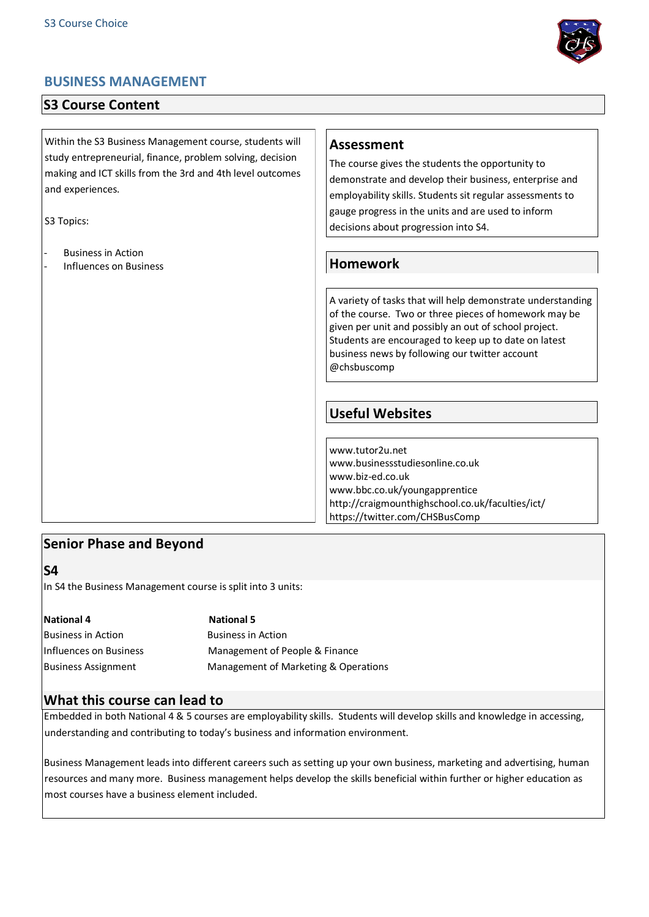# BUSINESS MANAGEMENT

## S3 Course Content

Within the S3 Business Management course, students will study entrepreneurial, finance, problem solving, decision making and ICT skills from the 3rd and 4th level outcomes and experiences.

S3 Topics:

- Business in Action
- Influences on Business

### Assessment

The course gives the students the opportunity to demonstrate and develop their business, enterprise and employability skills. Students sit regular assessments to gauge progress in the units and are used to inform decisions about progression into S4.

### Homework

A variety of tasks that will help demonstrate understanding of the course. Two or three pieces of homework may be given per unit and possibly an out of school project. Students are encouraged to keep up to date on latest business news by following our twitter account @chsbuscomp

### Useful Websites

www.tutor2u.net
www.businessstudiesonline.co.uk
www.biz-ed.co.uk
www.bbc.co.uk/youngapprentice
http://craigmounthighschool.co.uk/faculties/ict/
https://twitter.com/CHSBusComp

## Senior Phase and Beyond

### S4

In S4 the Business Management course is split into 3 units:

| National 4 | National 5 |
|---|---|
| Business in Action | Business in Action |
| Influences on Business | Management of People & Finance |
| Business Assignment | Management of Marketing & Operations |

### What this course can lead to

Embedded in both National 4 & 5 courses are employability skills. Students will develop skills and knowledge in accessing, understanding and contributing to today's business and information environment.

Business Management leads into different careers such as setting up your own business, marketing and advertising, human resources and many more. Business management helps develop the skills beneficial within further or higher education as most courses have a business element included.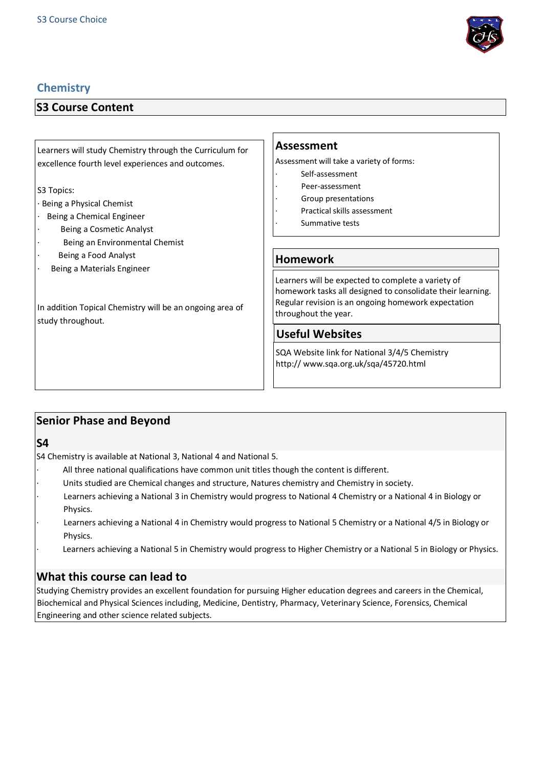## Chemistry

### S3 Course Content

Learners will study Chemistry through the Curriculum for excellence fourth level experiences and outcomes.

S3 Topics:

- Being a Physical Chemist
- Being a Chemical Engineer
- Being a Cosmetic Analyst
- Being an Environmental Chemist
- Being a Food Analyst
- Being a Materials Engineer

In addition Topical Chemistry will be an ongoing area of study throughout.

### Assessment

Assessment will take a variety of forms:

- Self-assessment
- Peer-assessment
- Group presentations
- Practical skills assessment
- Summative tests

### Homework

Learners will be expected to complete a variety of homework tasks all designed to consolidate their learning. Regular revision is an ongoing homework expectation throughout the year.

### Useful Websites

SQA Website link for National 3/4/5 Chemistry
http:// www.sqa.org.uk/sqa/45720.html

### Senior Phase and Beyond

#### S4

S4 Chemistry is available at National 3, National 4 and National 5.

- All three national qualifications have common unit titles though the content is different.
- Units studied are Chemical changes and structure, Natures chemistry and Chemistry in society.
- Learners achieving a National 3 in Chemistry would progress to National 4 Chemistry or a National 4 in Biology or Physics.
- Learners achieving a National 4 in Chemistry would progress to National 5 Chemistry or a National 4/5 in Biology or Physics.
- Learners achieving a National 5 in Chemistry would progress to Higher Chemistry or a National 5 in Biology or Physics.

#### What this course can lead to

Studying Chemistry provides an excellent foundation for pursuing Higher education degrees and careers in the Chemical, Biochemical and Physical Sciences including, Medicine, Dentistry, Pharmacy, Veterinary Science, Forensics, Chemical Engineering and other science related subjects.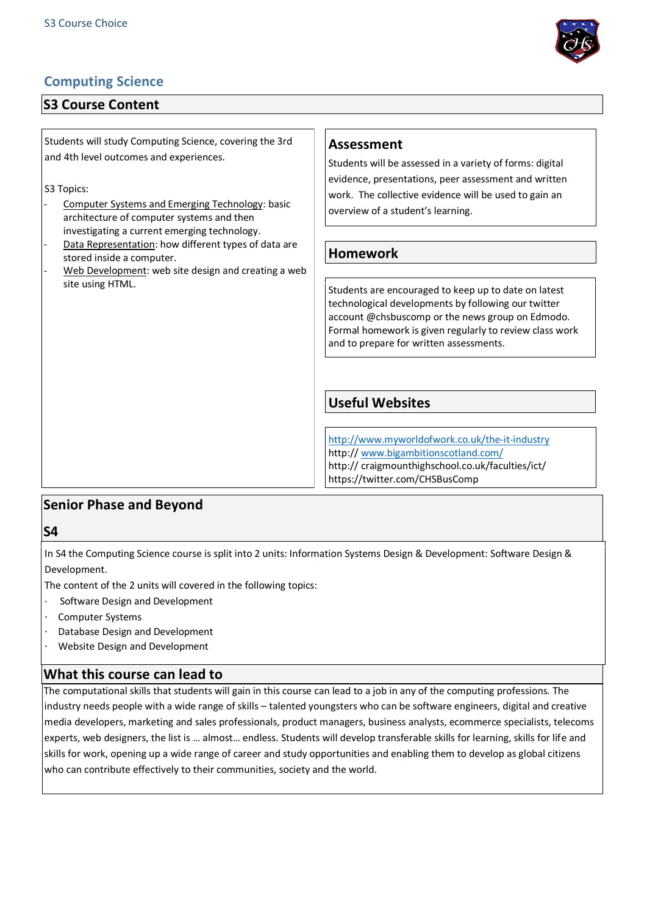S3 Course Choice

# Computing Science

## S3 Course Content

Students will study Computing Science, covering the 3rd and 4th level outcomes and experiences.

S3 Topics:

- Computer Systems and Emerging Technology: basic architecture of computer systems and then investigating a current emerging technology.
- Data Representation: how different types of data are stored inside a computer.
- Web Development: web site design and creating a web site using HTML.

## Assessment

Students will be assessed in a variety of forms: digital evidence, presentations, peer assessment and written work. The collective evidence will be used to gain an overview of a student's learning.

## Homework

Students are encouraged to keep up to date on latest technological developments by following our twitter account @chsbuscomp or the news group on Edmodo. Formal homework is given regularly to review class work and to prepare for written assessments.

## Useful Websites

http://www.myworldofwork.co.uk/the-it-industry
http:// www.bigambitionscotland.com/
http:// craigmounthighschool.co.uk/faculties/ict/
https://twitter.com/CHSBusComp

## Senior Phase and Beyond

### S4

In S4 the Computing Science course is split into 2 units: Information Systems Design & Development: Software Design & Development.

The content of the 2 units will covered in the following topics:

- Software Design and Development
- Computer Systems
- Database Design and Development
- Website Design and Development

## What this course can lead to

The computational skills that students will gain in this course can lead to a job in any of the computing professions. The industry needs people with a wide range of skills – talented youngsters who can be software engineers, digital and creative media developers, marketing and sales professionals, product managers, business analysts, ecommerce specialists, telecoms experts, web designers, the list is … almost… endless. Students will develop transferable skills for learning, skills for life and skills for work, opening up a wide range of career and study opportunities and enabling them to develop as global citizens who can contribute effectively to their communities, society and the world.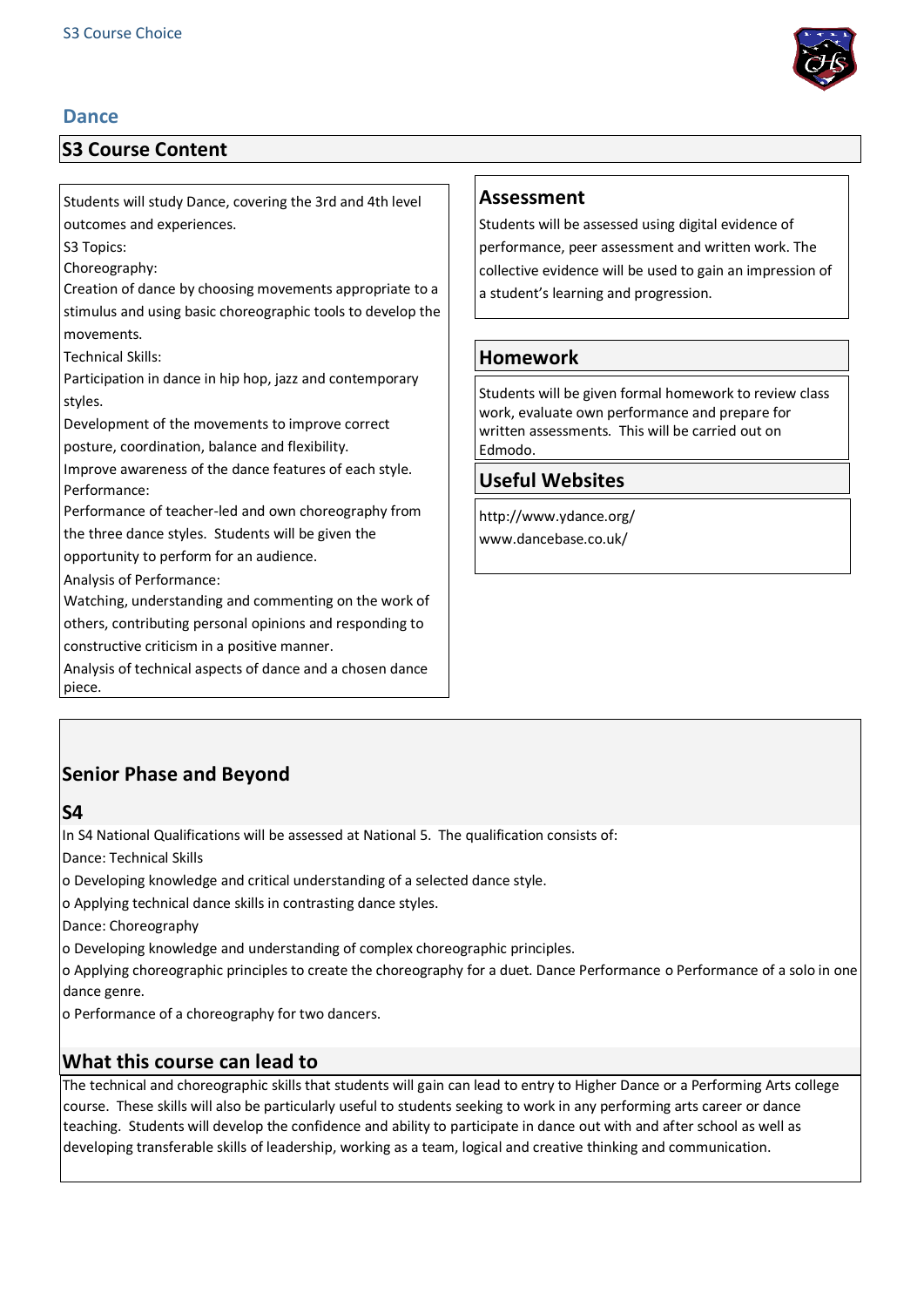# Dance

## S3 Course Content

Students will study Dance, covering the 3rd and 4th level outcomes and experiences.

S3 Topics:

Choreography:

Creation of dance by choosing movements appropriate to a stimulus and using basic choreographic tools to develop the movements.

Technical Skills:

Participation in dance in hip hop, jazz and contemporary styles.

Development of the movements to improve correct posture, coordination, balance and flexibility.

Improve awareness of the dance features of each style.

Performance:

Performance of teacher-led and own choreography from the three dance styles. Students will be given the opportunity to perform for an audience.

Analysis of Performance:

Watching, understanding and commenting on the work of others, contributing personal opinions and responding to constructive criticism in a positive manner.

Analysis of technical aspects of dance and a chosen dance piece.

## Assessment

Students will be assessed using digital evidence of performance, peer assessment and written work. The collective evidence will be used to gain an impression of a student's learning and progression.

## Homework

Students will be given formal homework to review class work, evaluate own performance and prepare for written assessments. This will be carried out on Edmodo.

## Useful Websites

http://www.ydance.org/

www.dancebase.co.uk/

## Senior Phase and Beyond

### S4

In S4 National Qualifications will be assessed at National 5. The qualification consists of:

Dance: Technical Skills

- Developing knowledge and critical understanding of a selected dance style.
- Applying technical dance skills in contrasting dance styles.

Dance: Choreography

- Developing knowledge and understanding of complex choreographic principles.
- Applying choreographic principles to create the choreography for a duet. Dance Performance o Performance of a solo in one dance genre.
- Performance of a choreography for two dancers.

## What this course can lead to

The technical and choreographic skills that students will gain can lead to entry to Higher Dance or a Performing Arts college course. These skills will also be particularly useful to students seeking to work in any performing arts career or dance teaching. Students will develop the confidence and ability to participate in dance out with and after school as well as developing transferable skills of leadership, working as a team, logical and creative thinking and communication.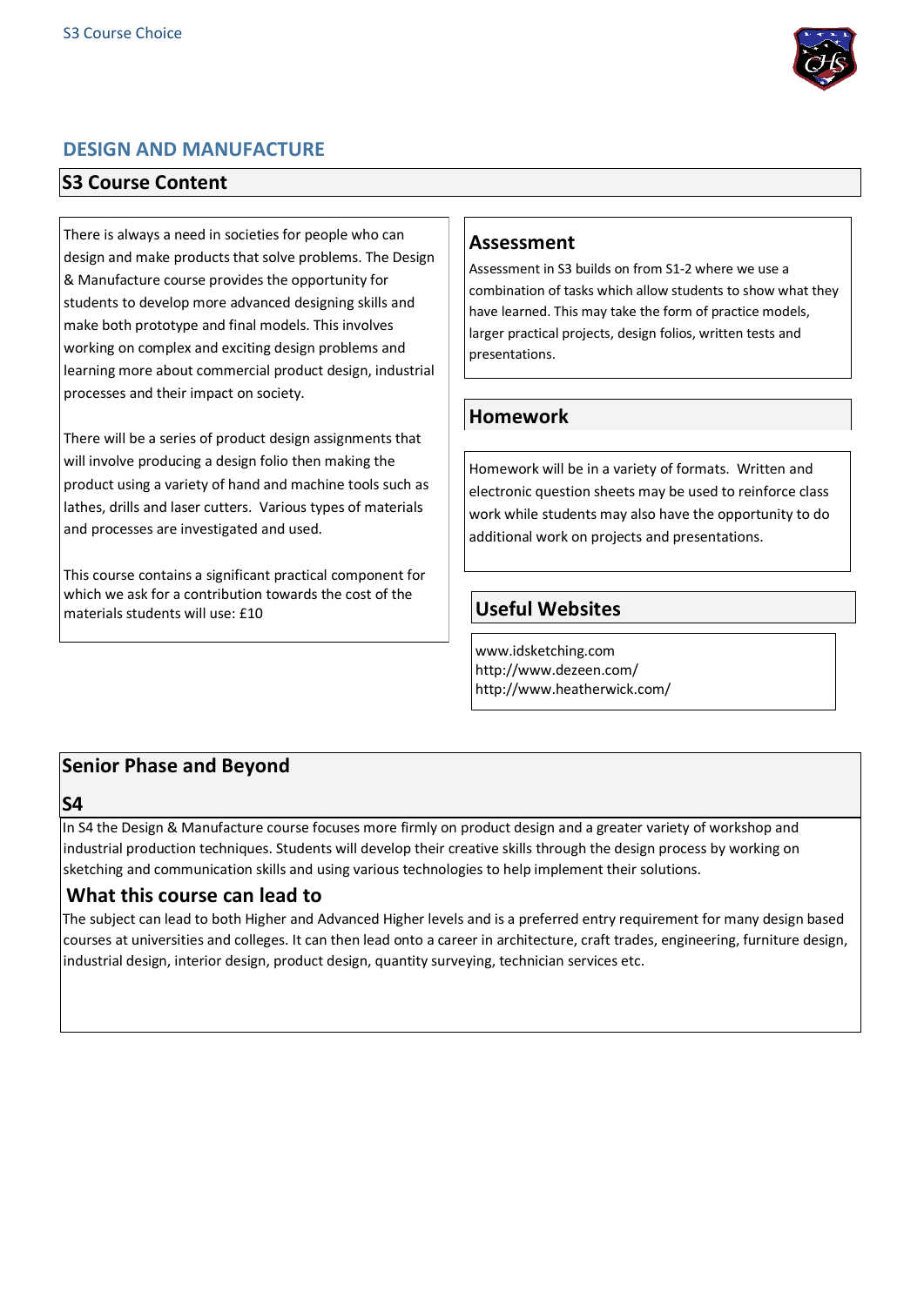# DESIGN AND MANUFACTURE

## S3 Course Content

There is always a need in societies for people who can design and make products that solve problems. The Design & Manufacture course provides the opportunity for students to develop more advanced designing skills and make both prototype and final models. This involves working on complex and exciting design problems and learning more about commercial product design, industrial processes and their impact on society.

There will be a series of product design assignments that will involve producing a design folio then making the product using a variety of hand and machine tools such as lathes, drills and laser cutters. Various types of materials and processes are investigated and used.

This course contains a significant practical component for which we ask for a contribution towards the cost of the materials students will use: £10

## Assessment

Assessment in S3 builds on from S1-2 where we use a combination of tasks which allow students to show what they have learned. This may take the form of practice models, larger practical projects, design folios, written tests and presentations.

## Homework

Homework will be in a variety of formats. Written and electronic question sheets may be used to reinforce class work while students may also have the opportunity to do additional work on projects and presentations.

## Useful Websites

www.idsketching.com
http://www.dezeen.com/
http://www.heatherwick.com/

## Senior Phase and Beyond

### S4

In S4 the Design & Manufacture course focuses more firmly on product design and a greater variety of workshop and industrial production techniques. Students will develop their creative skills through the design process by working on sketching and communication skills and using various technologies to help implement their solutions.

### What this course can lead to

The subject can lead to both Higher and Advanced Higher levels and is a preferred entry requirement for many design based courses at universities and colleges. It can then lead onto a career in architecture, craft trades, engineering, furniture design, industrial design, interior design, product design, quantity surveying, technician services etc.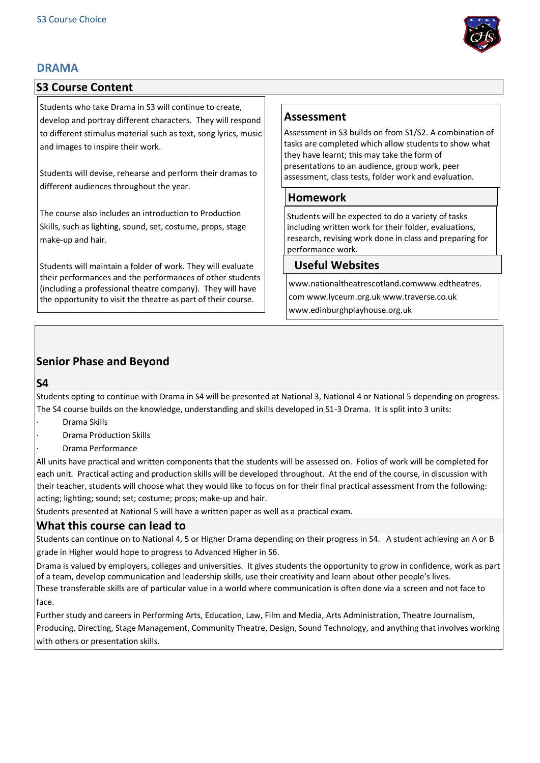# DRAMA

## S3 Course Content

Students who take Drama in S3 will continue to create, develop and portray different characters. They will respond to different stimulus material such as text, song lyrics, music and images to inspire their work.

Students will devise, rehearse and perform their dramas to different audiences throughout the year.

The course also includes an introduction to Production Skills, such as lighting, sound, set, costume, props, stage make-up and hair.

Students will maintain a folder of work. They will evaluate their performances and the performances of other students (including a professional theatre company). They will have the opportunity to visit the theatre as part of their course.

### Assessment

Assessment in S3 builds on from S1/S2. A combination of tasks are completed which allow students to show what they have learnt; this may take the form of presentations to an audience, group work, peer assessment, class tests, folder work and evaluation.

### Homework

Students will be expected to do a variety of tasks including written work for their folder, evaluations, research, revising work done in class and preparing for performance work.

### Useful Websites

www.nationaltheatrescotland.comwww.edtheatres.com www.lyceum.org.uk www.traverse.co.uk www.edinburghplayhouse.org.uk

## Senior Phase and Beyond

### S4

Students opting to continue with Drama in S4 will be presented at National 3, National 4 or National 5 depending on progress. The S4 course builds on the knowledge, understanding and skills developed in S1-3 Drama. It is split into 3 units:

- Drama Skills
- Drama Production Skills
- Drama Performance

All units have practical and written components that the students will be assessed on. Folios of work will be completed for each unit. Practical acting and production skills will be developed throughout. At the end of the course, in discussion with their teacher, students will choose what they would like to focus on for their final practical assessment from the following: acting; lighting; sound; set; costume; props; make-up and hair.

Students presented at National 5 will have a written paper as well as a practical exam.

### What this course can lead to

Students can continue on to National 4, 5 or Higher Drama depending on their progress in S4. A student achieving an A or B grade in Higher would hope to progress to Advanced Higher in S6.

Drama is valued by employers, colleges and universities. It gives students the opportunity to grow in confidence, work as part of a team, develop communication and leadership skills, use their creativity and learn about other people's lives.

These transferable skills are of particular value in a world where communication is often done via a screen and not face to face.

Further study and careers in Performing Arts, Education, Law, Film and Media, Arts Administration, Theatre Journalism, Producing, Directing, Stage Management, Community Theatre, Design, Sound Technology, and anything that involves working with others or presentation skills.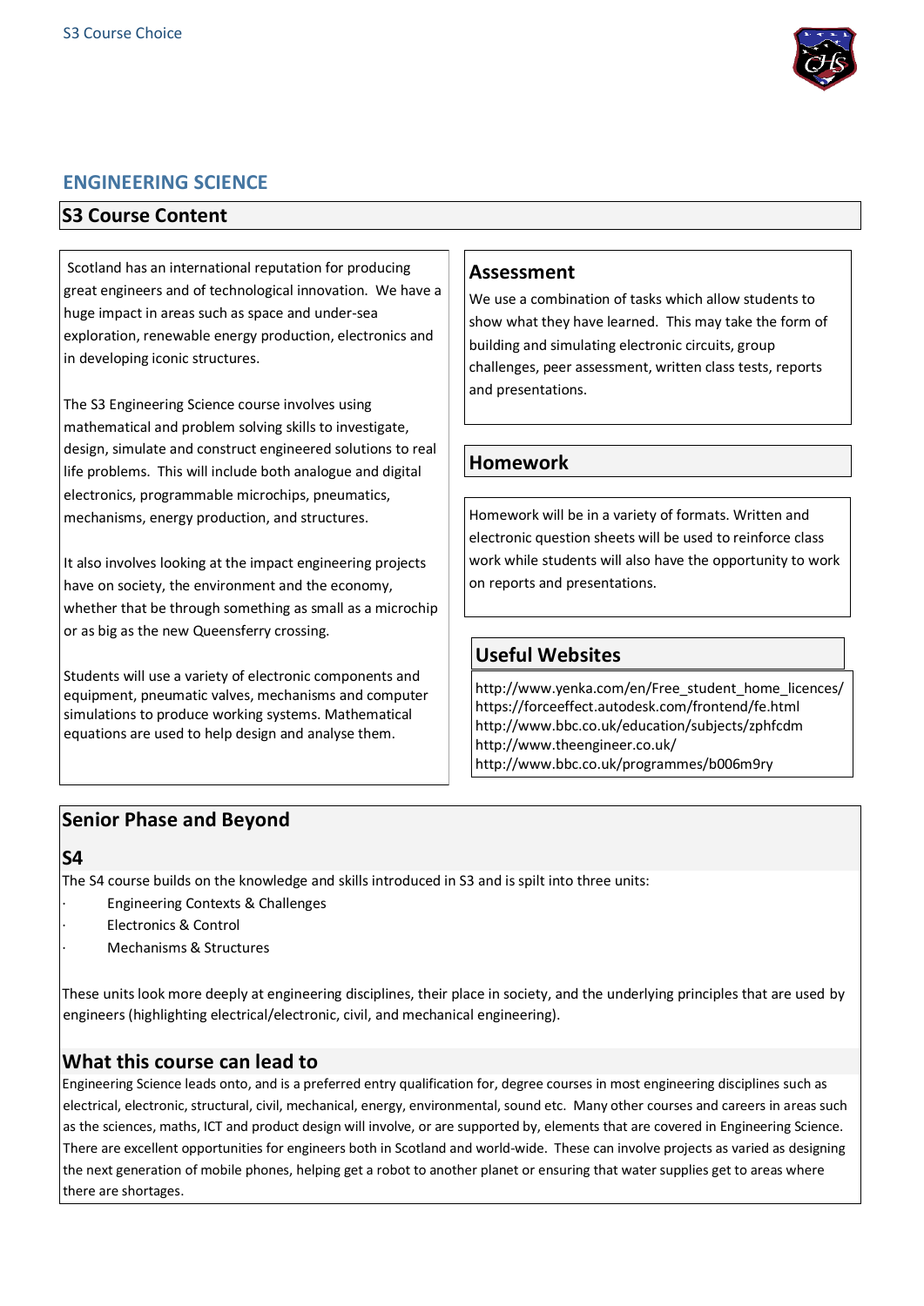# ENGINEERING SCIENCE

## S3 Course Content

Scotland has an international reputation for producing great engineers and of technological innovation. We have a huge impact in areas such as space and under-sea exploration, renewable energy production, electronics and in developing iconic structures.

The S3 Engineering Science course involves using mathematical and problem solving skills to investigate, design, simulate and construct engineered solutions to real life problems. This will include both analogue and digital electronics, programmable microchips, pneumatics, mechanisms, energy production, and structures.

It also involves looking at the impact engineering projects have on society, the environment and the economy, whether that be through something as small as a microchip or as big as the new Queensferry crossing.

Students will use a variety of electronic components and equipment, pneumatic valves, mechanisms and computer simulations to produce working systems. Mathematical equations are used to help design and analyse them.

### Assessment

We use a combination of tasks which allow students to show what they have learned. This may take the form of building and simulating electronic circuits, group challenges, peer assessment, written class tests, reports and presentations.

### Homework

Homework will be in a variety of formats. Written and electronic question sheets will be used to reinforce class work while students will also have the opportunity to work on reports and presentations.

### Useful Websites

http://www.yenka.com/en/Free_student_home_licences/
https://forceeffect.autodesk.com/frontend/fe.html
http://www.bbc.co.uk/education/subjects/zphfcdm
http://www.theengineer.co.uk/
http://www.bbc.co.uk/programmes/b006m9ry

## Senior Phase and Beyond

### S4

The S4 course builds on the knowledge and skills introduced in S3 and is spilt into three units:

- Engineering Contexts & Challenges
- Electronics & Control
- Mechanisms & Structures

These units look more deeply at engineering disciplines, their place in society, and the underlying principles that are used by engineers (highlighting electrical/electronic, civil, and mechanical engineering).

### What this course can lead to

Engineering Science leads onto, and is a preferred entry qualification for, degree courses in most engineering disciplines such as electrical, electronic, structural, civil, mechanical, energy, environmental, sound etc. Many other courses and careers in areas such as the sciences, maths, ICT and product design will involve, or are supported by, elements that are covered in Engineering Science. There are excellent opportunities for engineers both in Scotland and world-wide. These can involve projects as varied as designing the next generation of mobile phones, helping get a robot to another planet or ensuring that water supplies get to areas where there are shortages.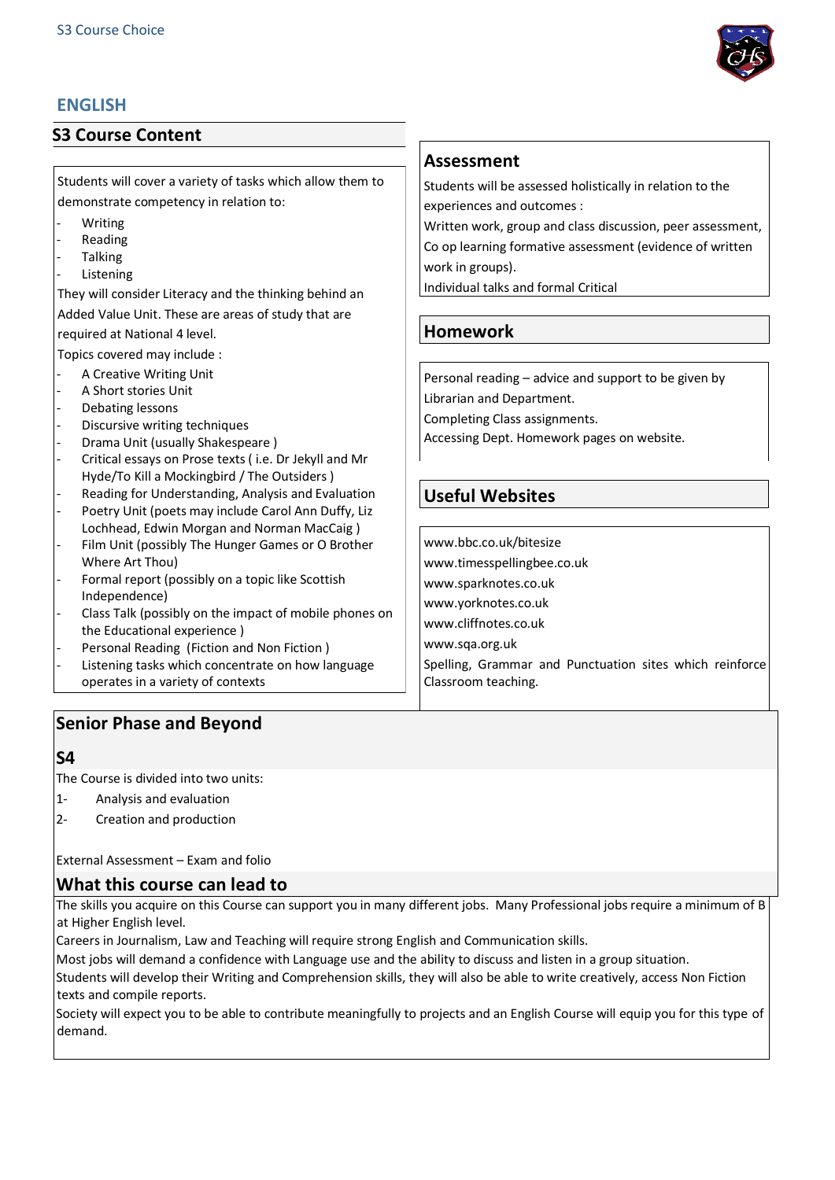# ENGLISH

## S3 Course Content

Students will cover a variety of tasks which allow them to demonstrate competency in relation to:

- Writing
- Reading
- Talking
- Listening

They will consider Literacy and the thinking behind an Added Value Unit. These are areas of study that are required at National 4 level.

Topics covered may include :

- A Creative Writing Unit
- A Short stories Unit
- Debating lessons
- Discursive writing techniques
- Drama Unit (usually Shakespeare )
- Critical essays on Prose texts ( i.e. Dr Jekyll and Mr Hyde/To Kill a Mockingbird / The Outsiders )
- Reading for Understanding, Analysis and Evaluation
- Poetry Unit (poets may include Carol Ann Duffy, Liz Lochhead, Edwin Morgan and Norman MacCaig )
- Film Unit (possibly The Hunger Games or O Brother Where Art Thou)
- Formal report (possibly on a topic like Scottish Independence)
- Class Talk (possibly on the impact of mobile phones on the Educational experience )
- Personal Reading (Fiction and Non Fiction )
- Listening tasks which concentrate on how language operates in a variety of contexts

## Assessment

Students will be assessed holistically in relation to the experiences and outcomes :

Written work, group and class discussion, peer assessment, Co op learning formative assessment (evidence of written work in groups).

Individual talks and formal Critical

## Homework

Personal reading – advice and support to be given by Librarian and Department.

Completing Class assignments.

Accessing Dept. Homework pages on website.

## Useful Websites

www.bbc.co.uk/bitesize

www.timesspellingbee.co.uk

www.sparknotes.co.uk

www.yorknotes.co.uk

www.cliffnotes.co.uk

www.sqa.org.uk

Spelling, Grammar and Punctuation sites which reinforce Classroom teaching.

## Senior Phase and Beyond

### S4

The Course is divided into two units:

1- Analysis and evaluation
2- Creation and production

External Assessment – Exam and folio

## What this course can lead to

The skills you acquire on this Course can support you in many different jobs. Many Professional jobs require a minimum of B at Higher English level.

Careers in Journalism, Law and Teaching will require strong English and Communication skills.

Most jobs will demand a confidence with Language use and the ability to discuss and listen in a group situation.

Students will develop their Writing and Comprehension skills, they will also be able to write creatively, access Non Fiction texts and compile reports.

Society will expect you to be able to contribute meaningfully to projects and an English Course will equip you for this type of demand.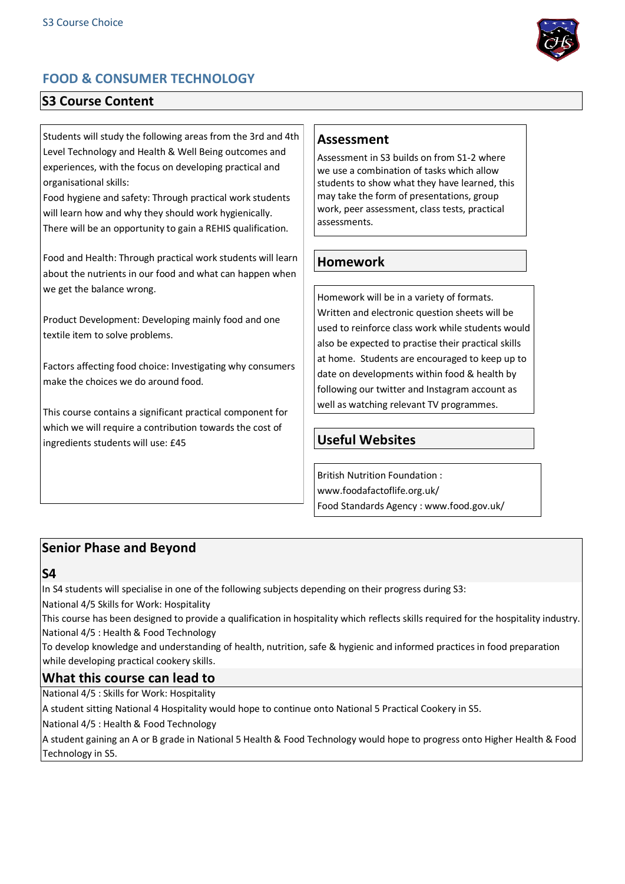# FOOD & CONSUMER TECHNOLOGY

## S3 Course Content

Students will study the following areas from the 3rd and 4th Level Technology and Health & Well Being outcomes and experiences, with the focus on developing practical and organisational skills:

Food hygiene and safety: Through practical work students will learn how and why they should work hygienically. There will be an opportunity to gain a REHIS qualification.

Food and Health: Through practical work students will learn about the nutrients in our food and what can happen when we get the balance wrong.

Product Development: Developing mainly food and one textile item to solve problems.

Factors affecting food choice: Investigating why consumers make the choices we do around food.

This course contains a significant practical component for which we will require a contribution towards the cost of ingredients students will use: £45

### Assessment

Assessment in S3 builds on from S1-2 where we use a combination of tasks which allow students to show what they have learned, this may take the form of presentations, group work, peer assessment, class tests, practical assessments.

### Homework

Homework will be in a variety of formats. Written and electronic question sheets will be used to reinforce class work while students would also be expected to practise their practical skills at home. Students are encouraged to keep up to date on developments within food & health by following our twitter and Instagram account as well as watching relevant TV programmes.

### Useful Websites

British Nutrition Foundation : www.foodafactoflife.org.uk/
Food Standards Agency : www.food.gov.uk/

## Senior Phase and Beyond

### S4

In S4 students will specialise in one of the following subjects depending on their progress during S3:

National 4/5 Skills for Work: Hospitality

This course has been designed to provide a qualification in hospitality which reflects skills required for the hospitality industry.

National 4/5 : Health & Food Technology

To develop knowledge and understanding of health, nutrition, safe & hygienic and informed practices in food preparation while developing practical cookery skills.

### What this course can lead to

National 4/5 : Skills for Work: Hospitality

A student sitting National 4 Hospitality would hope to continue onto National 5 Practical Cookery in S5.

National 4/5 : Health & Food Technology

A student gaining an A or B grade in National 5 Health & Food Technology would hope to progress onto Higher Health & Food Technology in S5.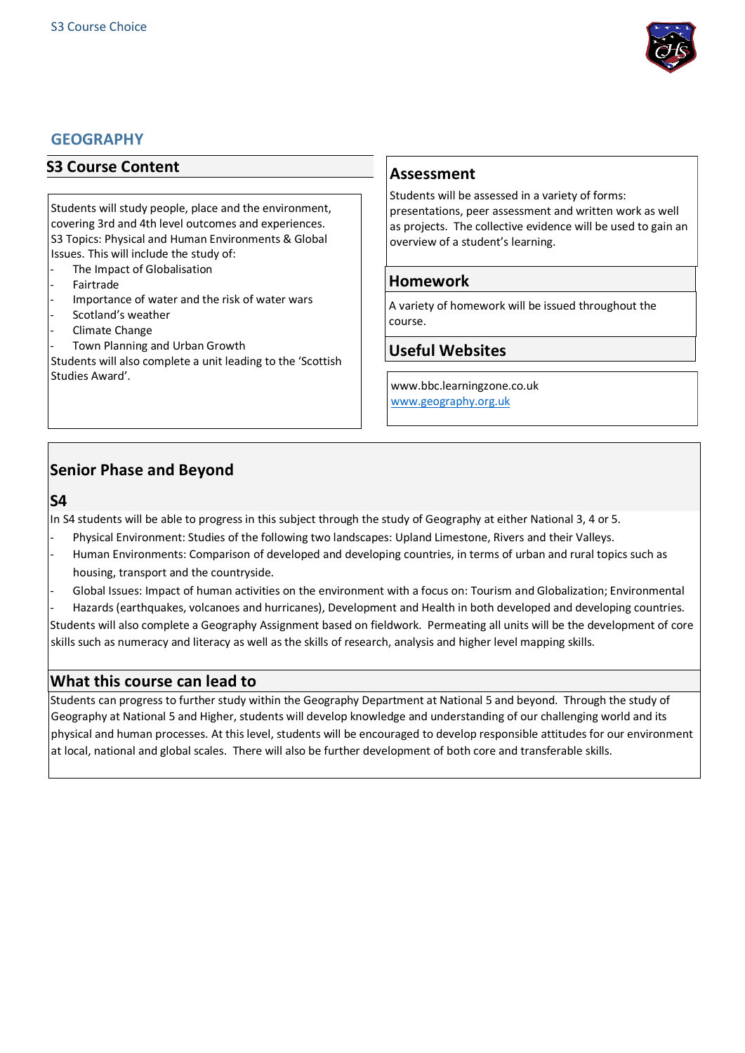# GEOGRAPHY

## S3 Course Content

Students will study people, place and the environment, covering 3rd and 4th level outcomes and experiences. S3 Topics: Physical and Human Environments & Global Issues. This will include the study of:

- The Impact of Globalisation
- Fairtrade
- Importance of water and the risk of water wars
- Scotland's weather
- Climate Change
- Town Planning and Urban Growth

Students will also complete a unit leading to the 'Scottish Studies Award'.

## Assessment

Students will be assessed in a variety of forms: presentations, peer assessment and written work as well as projects. The collective evidence will be used to gain an overview of a student's learning.

## Homework

A variety of homework will be issued throughout the course.

## Useful Websites

www.bbc.learningzone.co.uk
www.geography.org.uk

## Senior Phase and Beyond

### S4

In S4 students will be able to progress in this subject through the study of Geography at either National 3, 4 or 5.

- Physical Environment: Studies of the following two landscapes: Upland Limestone, Rivers and their Valleys.
- Human Environments: Comparison of developed and developing countries, in terms of urban and rural topics such as housing, transport and the countryside.
- Global Issues: Impact of human activities on the environment with a focus on: Tourism and Globalization; Environmental
- Hazards (earthquakes, volcanoes and hurricanes), Development and Health in both developed and developing countries.

Students will also complete a Geography Assignment based on fieldwork. Permeating all units will be the development of core skills such as numeracy and literacy as well as the skills of research, analysis and higher level mapping skills.

## What this course can lead to

Students can progress to further study within the Geography Department at National 5 and beyond. Through the study of Geography at National 5 and Higher, students will develop knowledge and understanding of our challenging world and its physical and human processes. At this level, students will be encouraged to develop responsible attitudes for our environment at local, national and global scales. There will also be further development of both core and transferable skills.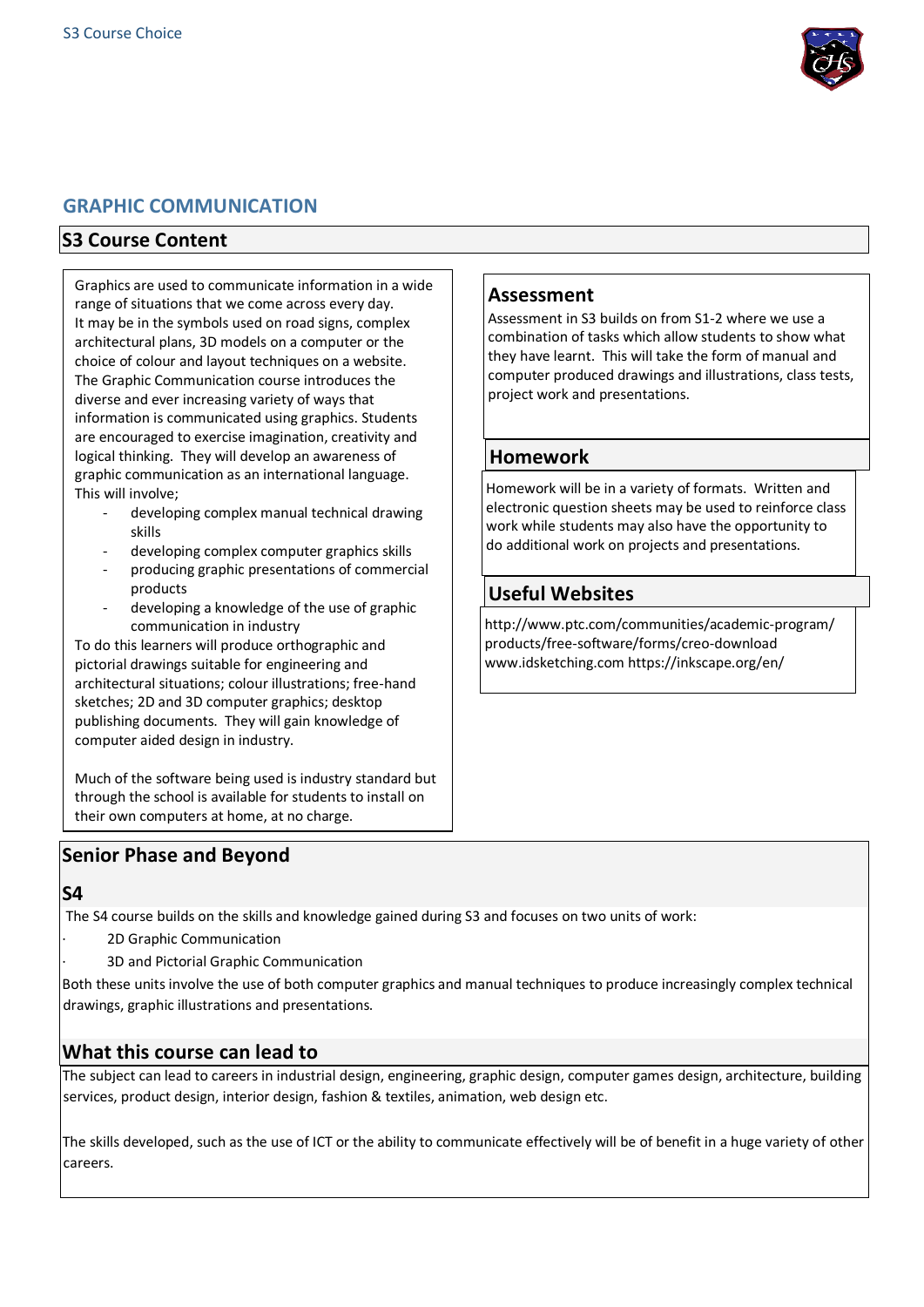## GRAPHIC COMMUNICATION

### S3 Course Content

Graphics are used to communicate information in a wide range of situations that we come across every day. It may be in the symbols used on road signs, complex architectural plans, 3D models on a computer or the choice of colour and layout techniques on a website. The Graphic Communication course introduces the diverse and ever increasing variety of ways that information is communicated using graphics. Students are encouraged to exercise imagination, creativity and logical thinking. They will develop an awareness of graphic communication as an international language. This will involve;

- developing complex manual technical drawing skills
- developing complex computer graphics skills
- producing graphic presentations of commercial products
- developing a knowledge of the use of graphic communication in industry

To do this learners will produce orthographic and pictorial drawings suitable for engineering and architectural situations; colour illustrations; free-hand sketches; 2D and 3D computer graphics; desktop publishing documents. They will gain knowledge of computer aided design in industry.

Much of the software being used is industry standard but through the school is available for students to install on their own computers at home, at no charge.

### Assessment

Assessment in S3 builds on from S1-2 where we use a combination of tasks which allow students to show what they have learnt. This will take the form of manual and computer produced drawings and illustrations, class tests, project work and presentations.

### Homework

Homework will be in a variety of formats. Written and electronic question sheets may be used to reinforce class work while students may also have the opportunity to do additional work on projects and presentations.

### Useful Websites

http://www.ptc.com/communities/academic-program/products/free-software/forms/creo-download
www.idsketching.com https://inkscape.org/en/

### Senior Phase and Beyond

#### S4

The S4 course builds on the skills and knowledge gained during S3 and focuses on two units of work:

- 2D Graphic Communication
- 3D and Pictorial Graphic Communication

Both these units involve the use of both computer graphics and manual techniques to produce increasingly complex technical drawings, graphic illustrations and presentations.

### What this course can lead to

The subject can lead to careers in industrial design, engineering, graphic design, computer games design, architecture, building services, product design, interior design, fashion & textiles, animation, web design etc.

The skills developed, such as the use of ICT or the ability to communicate effectively will be of benefit in a huge variety of other careers.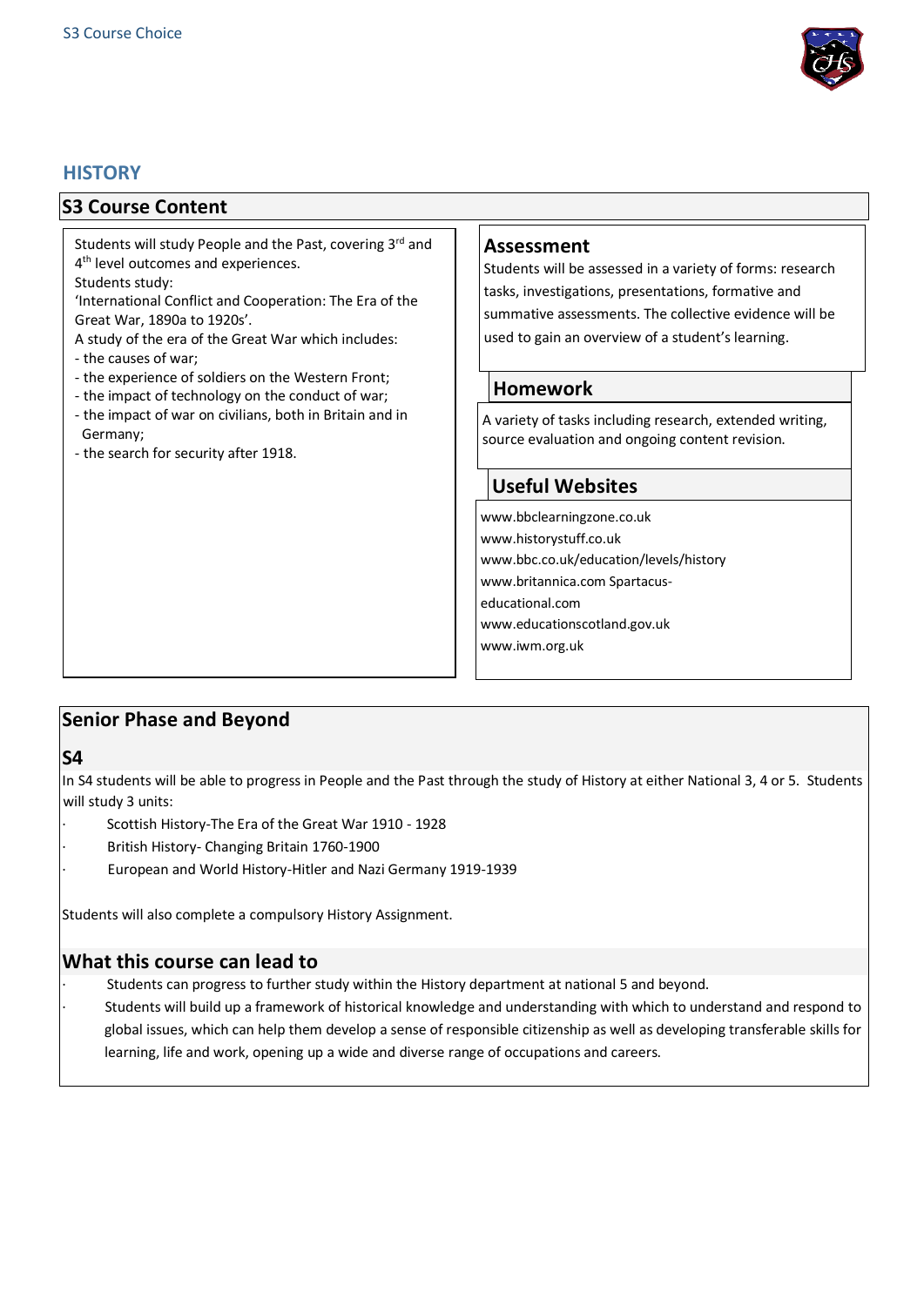# HISTORY

## S3 Course Content

Students will study People and the Past, covering 3rd and 4th level outcomes and experiences.

Students study:

'International Conflict and Cooperation: The Era of the Great War, 1890a to 1920s'.

A study of the era of the Great War which includes:

- the causes of war;
- the experience of soldiers on the Western Front;
- the impact of technology on the conduct of war;
- the impact of war on civilians, both in Britain and in Germany;
- the search for security after 1918.

### Assessment

Students will be assessed in a variety of forms: research tasks, investigations, presentations, formative and summative assessments. The collective evidence will be used to gain an overview of a student's learning.

### Homework

A variety of tasks including research, extended writing, source evaluation and ongoing content revision.

### Useful Websites

www.bbclearningzone.co.uk
www.historystuff.co.uk
www.bbc.co.uk/education/levels/history
www.britannica.com Spartacus-educational.com
www.educationscotland.gov.uk
www.iwm.org.uk

## Senior Phase and Beyond

### S4

In S4 students will be able to progress in People and the Past through the study of History at either National 3, 4 or 5. Students will study 3 units:

- Scottish History-The Era of the Great War 1910 - 1928
- British History- Changing Britain 1760-1900
- European and World History-Hitler and Nazi Germany 1919-1939

Students will also complete a compulsory History Assignment.

### What this course can lead to

- Students can progress to further study within the History department at national 5 and beyond.
- Students will build up a framework of historical knowledge and understanding with which to understand and respond to global issues, which can help them develop a sense of responsible citizenship as well as developing transferable skills for learning, life and work, opening up a wide and diverse range of occupations and careers.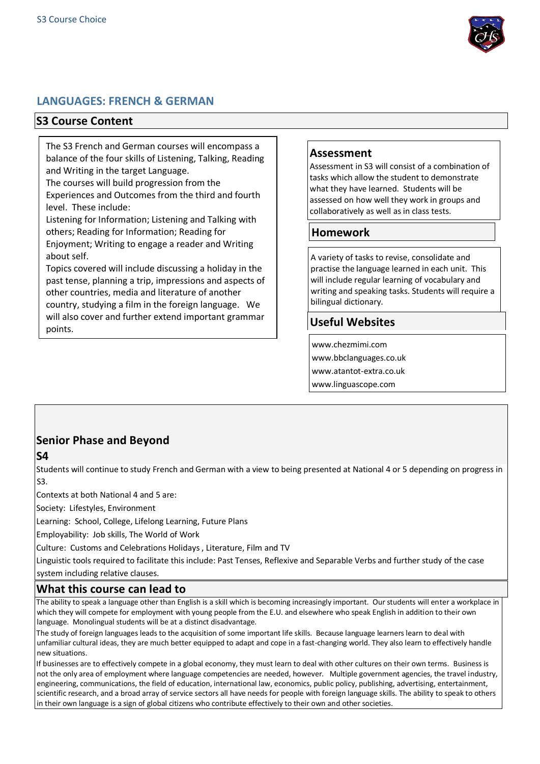## LANGUAGES: FRENCH & GERMAN

### S3 Course Content

The S3 French and German courses will encompass a balance of the four skills of Listening, Talking, Reading and Writing in the target Language.
The courses will build progression from the Experiences and Outcomes from the third and fourth level. These include:
Listening for Information; Listening and Talking with others; Reading for Information; Reading for Enjoyment; Writing to engage a reader and Writing about self.
Topics covered will include discussing a holiday in the past tense, planning a trip, impressions and aspects of other countries, media and literature of another country, studying a film in the foreign language. We will also cover and further extend important grammar points.

### Assessment

Assessment in S3 will consist of a combination of tasks which allow the student to demonstrate what they have learned. Students will be assessed on how well they work in groups and collaboratively as well as in class tests.

### Homework

A variety of tasks to revise, consolidate and practise the language learned in each unit. This will include regular learning of vocabulary and writing and speaking tasks. Students will require a bilingual dictionary.

### Useful Websites

www.chezmimi.com
www.bbclanguages.co.uk
www.atantot-extra.co.uk
www.linguascope.com

### Senior Phase and Beyond

**S4**

Students will continue to study French and German with a view to being presented at National 4 or 5 depending on progress in S3.

Contexts at both National 4 and 5 are:

Society: Lifestyles, Environment

Learning: School, College, Lifelong Learning, Future Plans

Employability: Job skills, The World of Work

Culture: Customs and Celebrations Holidays , Literature, Film and TV

Linguistic tools required to facilitate this include: Past Tenses, Reflexive and Separable Verbs and further study of the case system including relative clauses.

### What this course can lead to

The ability to speak a language other than English is a skill which is becoming increasingly important. Our students will enter a workplace in which they will compete for employment with young people from the E.U. and elsewhere who speak English in addition to their own language. Monolingual students will be at a distinct disadvantage.

The study of foreign languages leads to the acquisition of some important life skills. Because language learners learn to deal with unfamiliar cultural ideas, they are much better equipped to adapt and cope in a fast-changing world. They also learn to effectively handle new situations.

If businesses are to effectively compete in a global economy, they must learn to deal with other cultures on their own terms. Business is not the only area of employment where language competencies are needed, however. Multiple government agencies, the travel industry, engineering, communications, the field of education, international law, economics, public policy, publishing, advertising, entertainment, scientific research, and a broad array of service sectors all have needs for people with foreign language skills. The ability to speak to others in their own language is a sign of global citizens who contribute effectively to their own and other societies.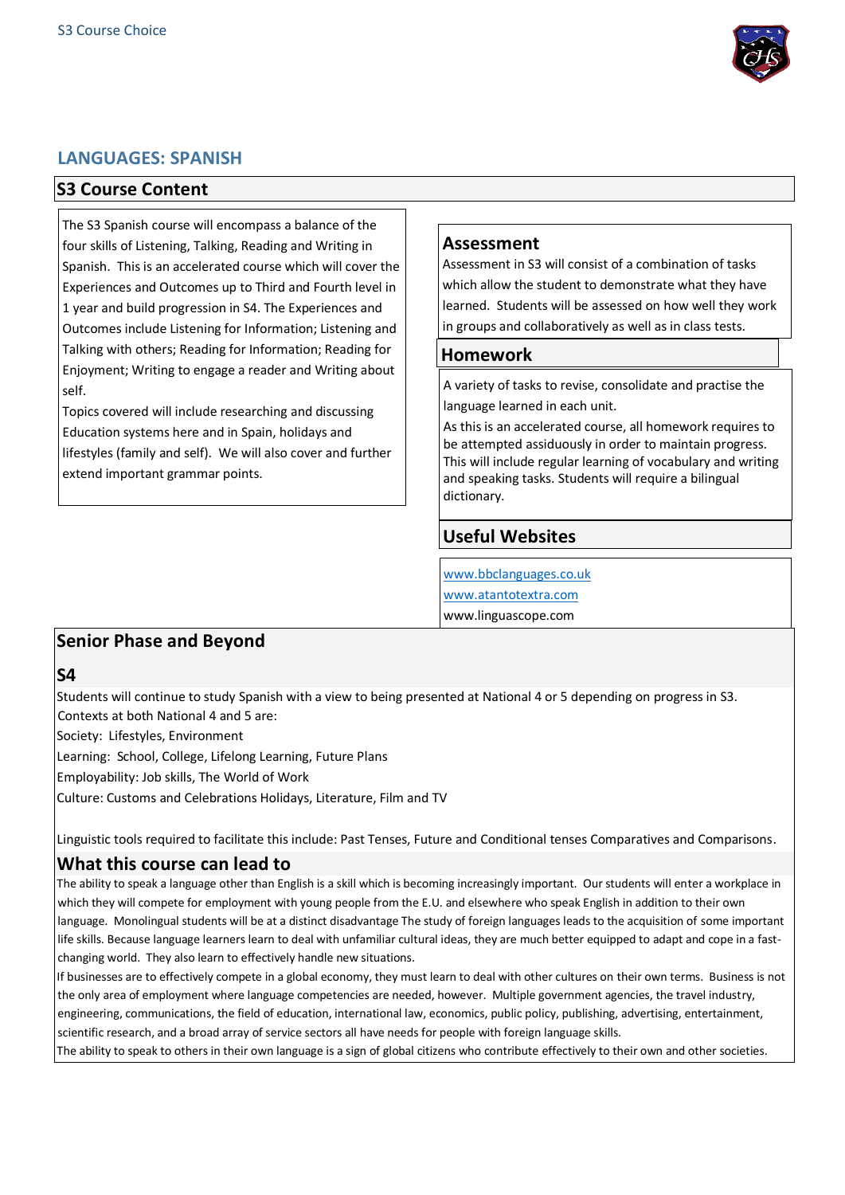## LANGUAGES: SPANISH

### S3 Course Content

The S3 Spanish course will encompass a balance of the four skills of Listening, Talking, Reading and Writing in Spanish. This is an accelerated course which will cover the Experiences and Outcomes up to Third and Fourth level in 1 year and build progression in S4. The Experiences and Outcomes include Listening for Information; Listening and Talking with others; Reading for Information; Reading for Enjoyment; Writing to engage a reader and Writing about self.

Topics covered will include researching and discussing Education systems here and in Spain, holidays and lifestyles (family and self). We will also cover and further extend important grammar points.

### Assessment

Assessment in S3 will consist of a combination of tasks which allow the student to demonstrate what they have learned. Students will be assessed on how well they work in groups and collaboratively as well as in class tests.

### Homework

A variety of tasks to revise, consolidate and practise the language learned in each unit.

As this is an accelerated course, all homework requires to be attempted assiduously in order to maintain progress. This will include regular learning of vocabulary and writing and speaking tasks. Students will require a bilingual dictionary.

### Useful Websites

www.bbclanguages.co.uk
www.atantotextra.com
www.linguascope.com

### Senior Phase and Beyond

#### S4

Students will continue to study Spanish with a view to being presented at National 4 or 5 depending on progress in S3.

Contexts at both National 4 and 5 are:

Society: Lifestyles, Environment

Learning: School, College, Lifelong Learning, Future Plans

Employability: Job skills, The World of Work

Culture: Customs and Celebrations Holidays, Literature, Film and TV

Linguistic tools required to facilitate this include: Past Tenses, Future and Conditional tenses Comparatives and Comparisons.

### What this course can lead to

The ability to speak a language other than English is a skill which is becoming increasingly important. Our students will enter a workplace in which they will compete for employment with young people from the E.U. and elsewhere who speak English in addition to their own language. Monolingual students will be at a distinct disadvantage The study of foreign languages leads to the acquisition of some important life skills. Because language learners learn to deal with unfamiliar cultural ideas, they are much better equipped to adapt and cope in a fast-changing world. They also learn to effectively handle new situations.

If businesses are to effectively compete in a global economy, they must learn to deal with other cultures on their own terms. Business is not the only area of employment where language competencies are needed, however. Multiple government agencies, the travel industry, engineering, communications, the field of education, international law, economics, public policy, publishing, advertising, entertainment, scientific research, and a broad array of service sectors all have needs for people with foreign language skills.

The ability to speak to others in their own language is a sign of global citizens who contribute effectively to their own and other societies.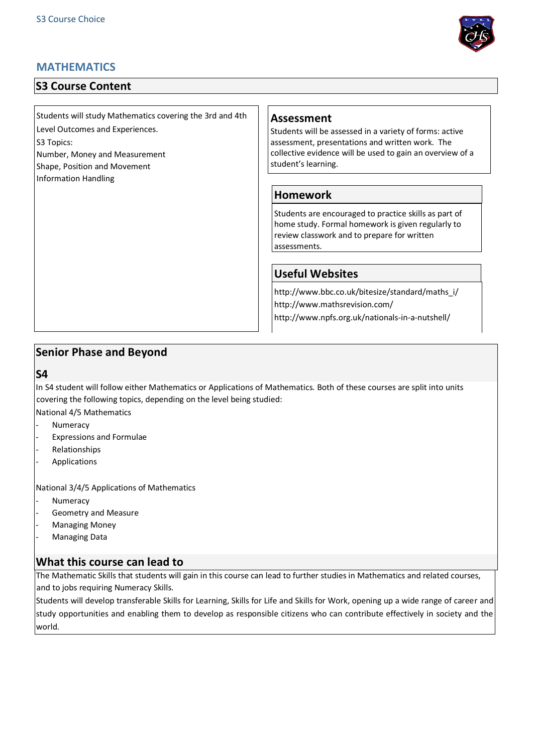# MATHEMATICS

## S3 Course Content

Students will study Mathematics covering the 3rd and 4th Level Outcomes and Experiences.

S3 Topics:

Number, Money and Measurement

Shape, Position and Movement

Information Handling

### Assessment

Students will be assessed in a variety of forms: active assessment, presentations and written work. The collective evidence will be used to gain an overview of a student's learning.

### Homework

Students are encouraged to practice skills as part of home study. Formal homework is given regularly to review classwork and to prepare for written assessments.

### Useful Websites

http://www.bbc.co.uk/bitesize/standard/maths_i/

http://www.mathsrevision.com/

http://www.npfs.org.uk/nationals-in-a-nutshell/

## Senior Phase and Beyond

### S4

In S4 student will follow either Mathematics or Applications of Mathematics. Both of these courses are split into units covering the following topics, depending on the level being studied:

National 4/5 Mathematics

- Numeracy
- Expressions and Formulae
- Relationships
- Applications

National 3/4/5 Applications of Mathematics

- Numeracy
- Geometry and Measure
- Managing Money
- Managing Data

### What this course can lead to

The Mathematic Skills that students will gain in this course can lead to further studies in Mathematics and related courses, and to jobs requiring Numeracy Skills.

Students will develop transferable Skills for Learning, Skills for Life and Skills for Work, opening up a wide range of career and study opportunities and enabling them to develop as responsible citizens who can contribute effectively in society and the world.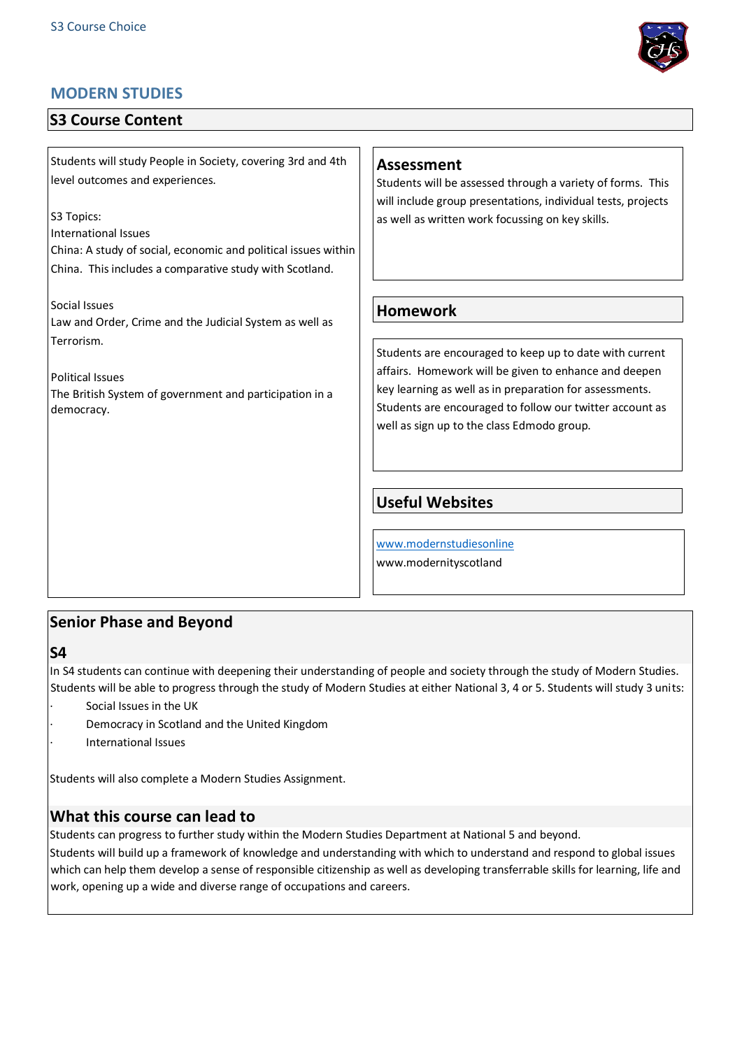# MODERN STUDIES

## S3 Course Content

Students will study People in Society, covering 3rd and 4th level outcomes and experiences.

S3 Topics:
International Issues
China: A study of social, economic and political issues within China. This includes a comparative study with Scotland.

Social Issues
Law and Order, Crime and the Judicial System as well as Terrorism.

Political Issues
The British System of government and participation in a democracy.

### Assessment

Students will be assessed through a variety of forms. This will include group presentations, individual tests, projects as well as written work focussing on key skills.

### Homework

Students are encouraged to keep up to date with current affairs. Homework will be given to enhance and deepen key learning as well as in preparation for assessments. Students are encouraged to follow our twitter account as well as sign up to the class Edmodo group.

### Useful Websites

www.modernstudiesonline
www.modernityscotland

## Senior Phase and Beyond

### S4

In S4 students can continue with deepening their understanding of people and society through the study of Modern Studies. Students will be able to progress through the study of Modern Studies at either National 3, 4 or 5. Students will study 3 units:

- Social Issues in the UK
- Democracy in Scotland and the United Kingdom
- International Issues

Students will also complete a Modern Studies Assignment.

### What this course can lead to

Students can progress to further study within the Modern Studies Department at National 5 and beyond.
Students will build up a framework of knowledge and understanding with which to understand and respond to global issues which can help them develop a sense of responsible citizenship as well as developing transferrable skills for learning, life and work, opening up a wide and diverse range of occupations and careers.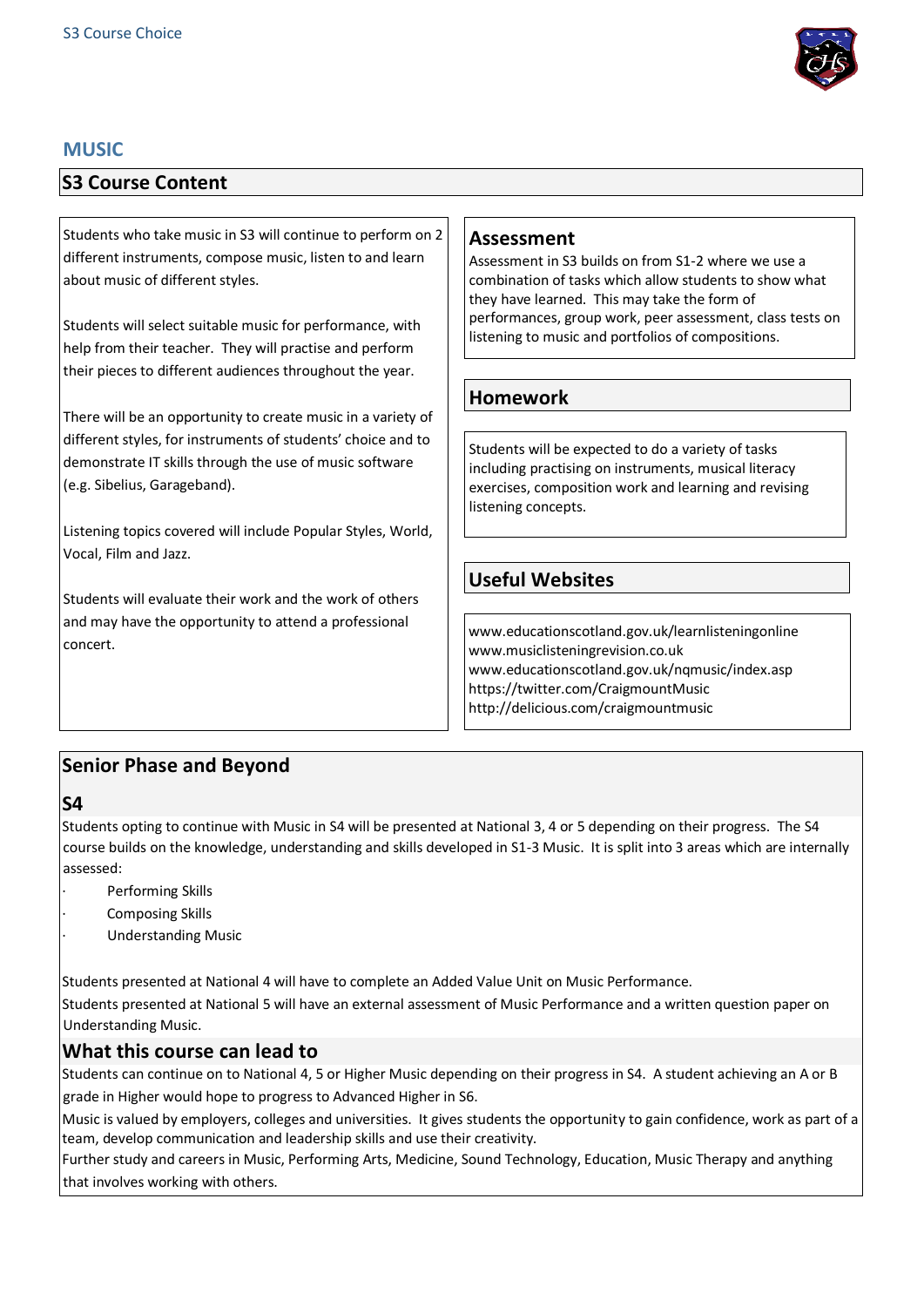# MUSIC

## S3 Course Content

Students who take music in S3 will continue to perform on 2 different instruments, compose music, listen to and learn about music of different styles.

Students will select suitable music for performance, with help from their teacher. They will practise and perform their pieces to different audiences throughout the year.

There will be an opportunity to create music in a variety of different styles, for instruments of students' choice and to demonstrate IT skills through the use of music software (e.g. Sibelius, Garageband).

Listening topics covered will include Popular Styles, World, Vocal, Film and Jazz.

Students will evaluate their work and the work of others and may have the opportunity to attend a professional concert.

### Assessment

Assessment in S3 builds on from S1-2 where we use a combination of tasks which allow students to show what they have learned. This may take the form of performances, group work, peer assessment, class tests on listening to music and portfolios of compositions.

### Homework

Students will be expected to do a variety of tasks including practising on instruments, musical literacy exercises, composition work and learning and revising listening concepts.

### Useful Websites

www.educationscotland.gov.uk/learnlisteningonline
www.musiclisteningrevision.co.uk
www.educationscotland.gov.uk/nqmusic/index.asp
https://twitter.com/CraigmountMusic
http://delicious.com/craigmountmusic

## Senior Phase and Beyond

### S4

Students opting to continue with Music in S4 will be presented at National 3, 4 or 5 depending on their progress. The S4 course builds on the knowledge, understanding and skills developed in S1-3 Music. It is split into 3 areas which are internally assessed:

- Performing Skills
- Composing Skills
- Understanding Music

Students presented at National 4 will have to complete an Added Value Unit on Music Performance.
Students presented at National 5 will have an external assessment of Music Performance and a written question paper on Understanding Music.

### What this course can lead to

Students can continue on to National 4, 5 or Higher Music depending on their progress in S4. A student achieving an A or B grade in Higher would hope to progress to Advanced Higher in S6.
Music is valued by employers, colleges and universities. It gives students the opportunity to gain confidence, work as part of a team, develop communication and leadership skills and use their creativity.
Further study and careers in Music, Performing Arts, Medicine, Sound Technology, Education, Music Therapy and anything that involves working with others.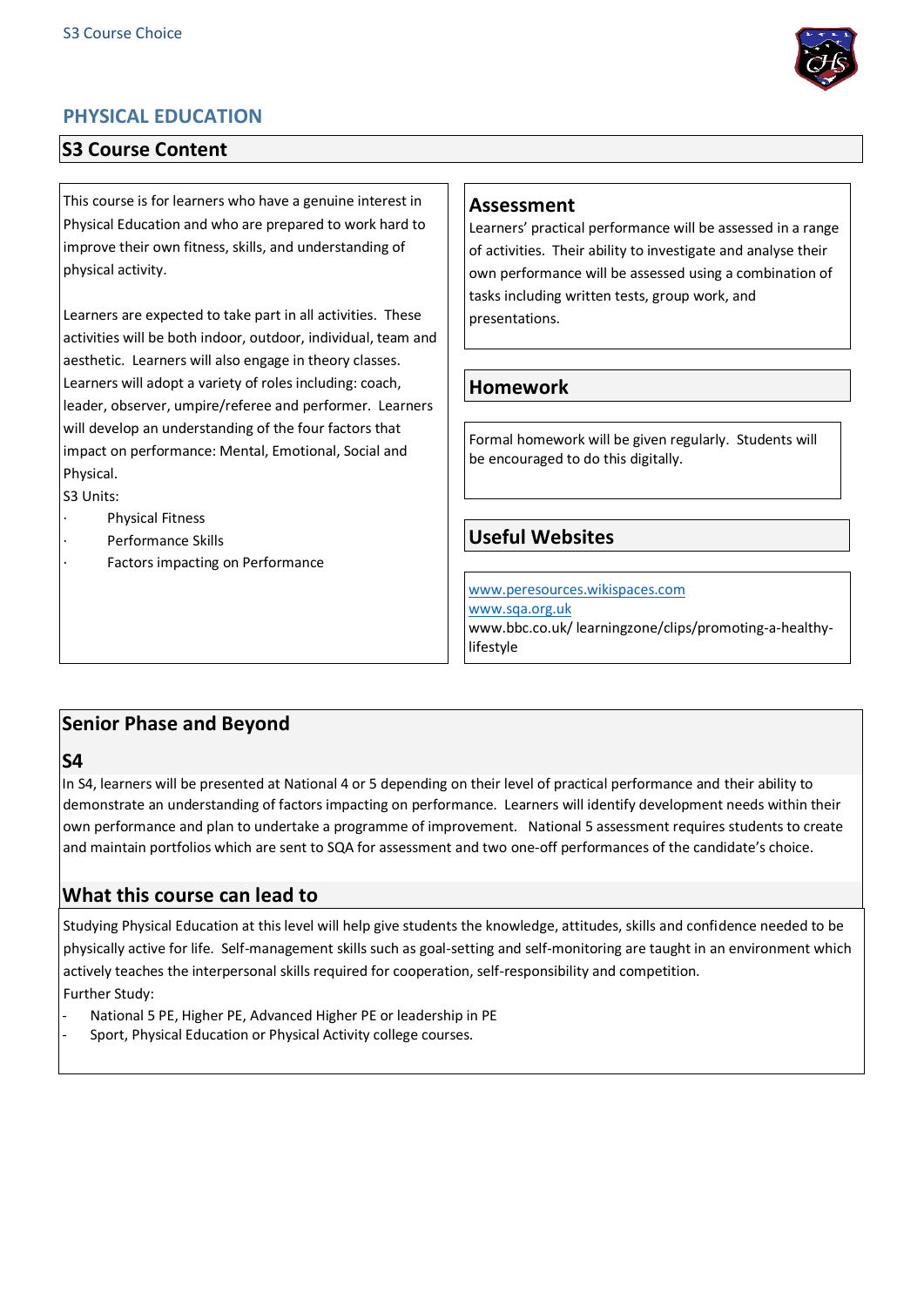# PHYSICAL EDUCATION

## S3 Course Content

This course is for learners who have a genuine interest in Physical Education and who are prepared to work hard to improve their own fitness, skills, and understanding of physical activity.

Learners are expected to take part in all activities. These activities will be both indoor, outdoor, individual, team and aesthetic. Learners will also engage in theory classes. Learners will adopt a variety of roles including: coach, leader, observer, umpire/referee and performer. Learners will develop an understanding of the four factors that impact on performance: Mental, Emotional, Social and Physical.

S3 Units:

- Physical Fitness
- Performance Skills
- Factors impacting on Performance

## Assessment

Learners' practical performance will be assessed in a range of activities. Their ability to investigate and analyse their own performance will be assessed using a combination of tasks including written tests, group work, and presentations.

## Homework

Formal homework will be given regularly. Students will be encouraged to do this digitally.

## Useful Websites

www.peresources.wikispaces.com
www.sqa.org.uk
www.bbc.co.uk/ learningzone/clips/promoting-a-healthy-lifestyle

## Senior Phase and Beyond

### S4

In S4, learners will be presented at National 4 or 5 depending on their level of practical performance and their ability to demonstrate an understanding of factors impacting on performance. Learners will identify development needs within their own performance and plan to undertake a programme of improvement. National 5 assessment requires students to create and maintain portfolios which are sent to SQA for assessment and two one-off performances of the candidate's choice.

## What this course can lead to

Studying Physical Education at this level will help give students the knowledge, attitudes, skills and confidence needed to be physically active for life. Self-management skills such as goal-setting and self-monitoring are taught in an environment which actively teaches the interpersonal skills required for cooperation, self-responsibility and competition.

Further Study:

- National 5 PE, Higher PE, Advanced Higher PE or leadership in PE
- Sport, Physical Education or Physical Activity college courses.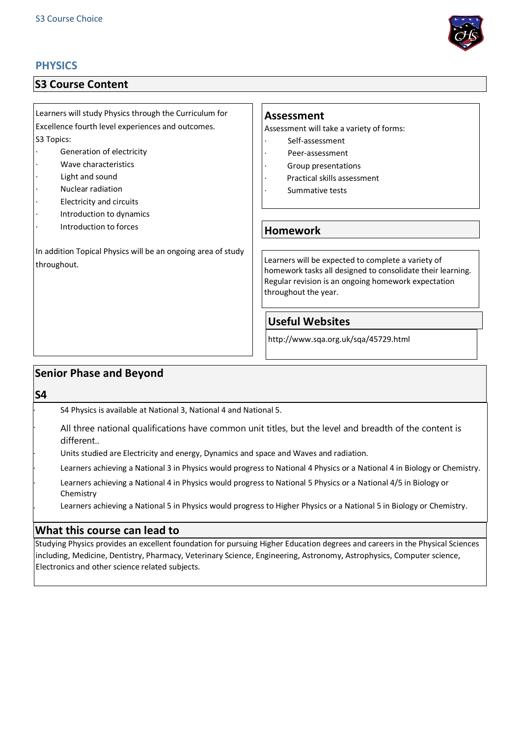# PHYSICS

## S3 Course Content

Learners will study Physics through the Curriculum for Excellence fourth level experiences and outcomes.

S3 Topics:

- Generation of electricity
- Wave characteristics
- Light and sound
- Nuclear radiation
- Electricity and circuits
- Introduction to dynamics
- Introduction to forces

In addition Topical Physics will be an ongoing area of study throughout.

### Assessment

Assessment will take a variety of forms:

- Self-assessment
- Peer-assessment
- Group presentations
- Practical skills assessment
- Summative tests

### Homework

Learners will be expected to complete a variety of homework tasks all designed to consolidate their learning. Regular revision is an ongoing homework expectation throughout the year.

### Useful Websites

http://www.sqa.org.uk/sqa/45729.html

## Senior Phase and Beyond

### S4

- S4 Physics is available at National 3, National 4 and National 5.
- All three national qualifications have common unit titles, but the level and breadth of the content is different..
- Units studied are Electricity and energy, Dynamics and space and Waves and radiation.
- Learners achieving a National 3 in Physics would progress to National 4 Physics or a National 4 in Biology or Chemistry.
- Learners achieving a National 4 in Physics would progress to National 5 Physics or a National 4/5 in Biology or Chemistry
- Learners achieving a National 5 in Physics would progress to Higher Physics or a National 5 in Biology or Chemistry.

## What this course can lead to

Studying Physics provides an excellent foundation for pursuing Higher Education degrees and careers in the Physical Sciences including, Medicine, Dentistry, Pharmacy, Veterinary Science, Engineering, Astronomy, Astrophysics, Computer science, Electronics and other science related subjects.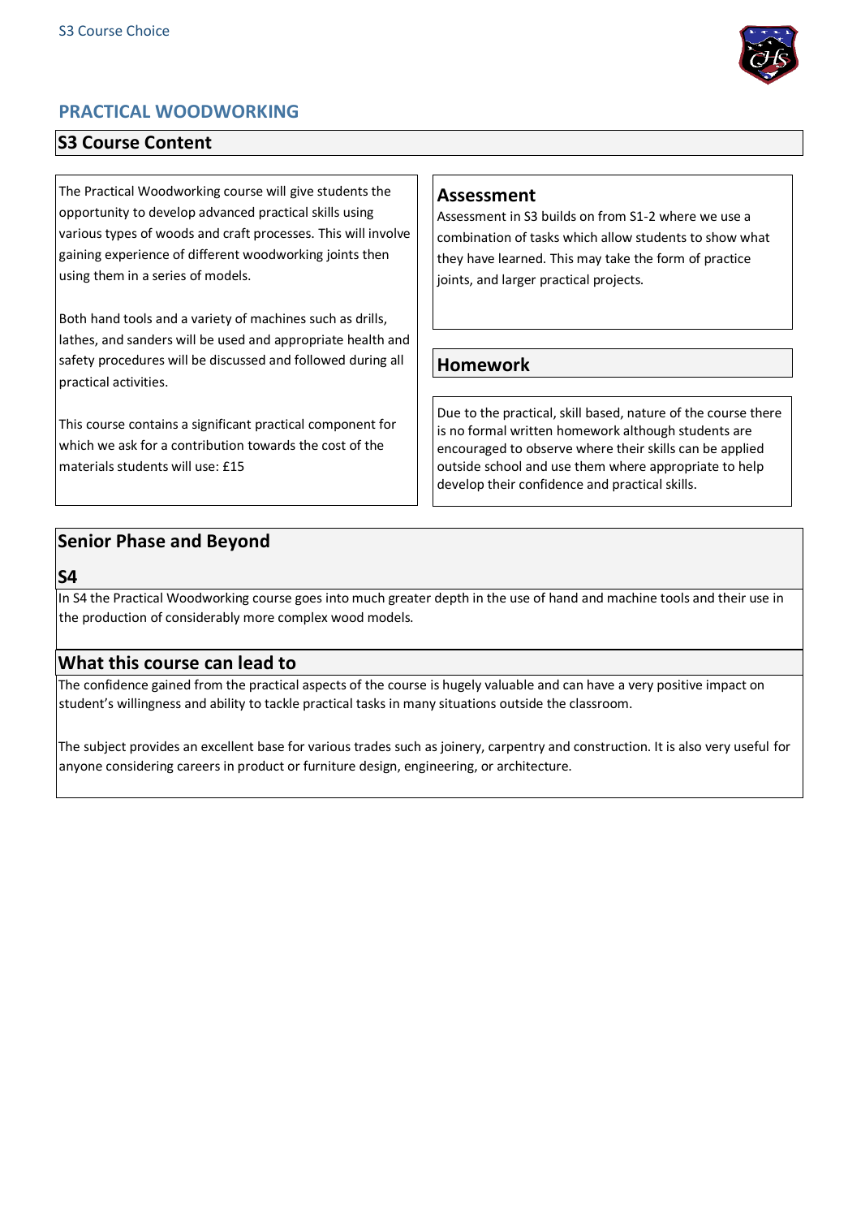# PRACTICAL WOODWORKING

## S3 Course Content

The Practical Woodworking course will give students the opportunity to develop advanced practical skills using various types of woods and craft processes. This will involve gaining experience of different woodworking joints then using them in a series of models.

Both hand tools and a variety of machines such as drills, lathes, and sanders will be used and appropriate health and safety procedures will be discussed and followed during all practical activities.

This course contains a significant practical component for which we ask for a contribution towards the cost of the materials students will use: £15

### Assessment

Assessment in S3 builds on from S1-2 where we use a combination of tasks which allow students to show what they have learned. This may take the form of practice joints, and larger practical projects.

### Homework

Due to the practical, skill based, nature of the course there is no formal written homework although students are encouraged to observe where their skills can be applied outside school and use them where appropriate to help develop their confidence and practical skills.

## Senior Phase and Beyond

### S4

In S4 the Practical Woodworking course goes into much greater depth in the use of hand and machine tools and their use in the production of considerably more complex wood models.

### What this course can lead to

The confidence gained from the practical aspects of the course is hugely valuable and can have a very positive impact on student's willingness and ability to tackle practical tasks in many situations outside the classroom.

The subject provides an excellent base for various trades such as joinery, carpentry and construction. It is also very useful for anyone considering careers in product or furniture design, engineering, or architecture.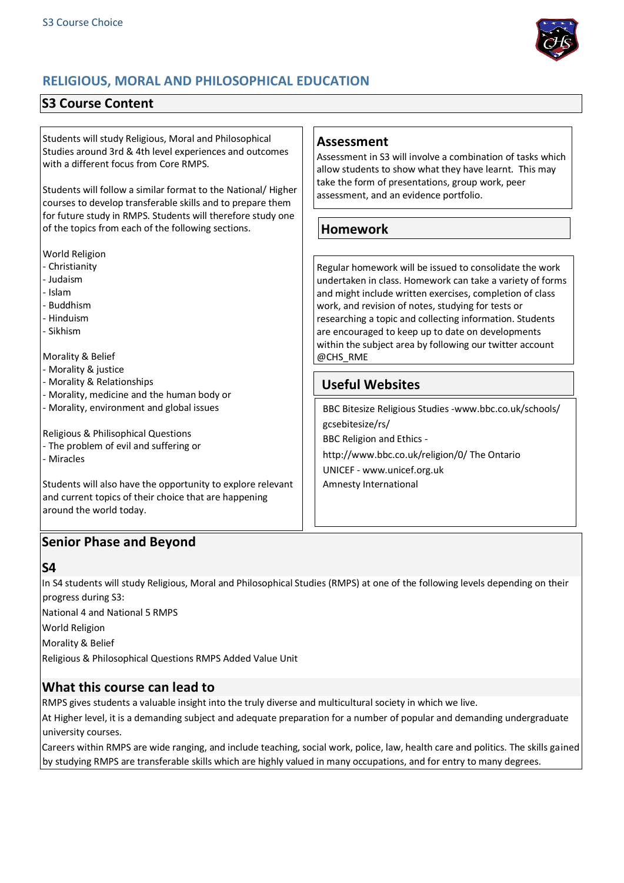S3 Course Choice

# RELIGIOUS, MORAL AND PHILOSOPHICAL EDUCATION

## S3 Course Content

Students will study Religious, Moral and Philosophical Studies around 3rd & 4th level experiences and outcomes with a different focus from Core RMPS.

Students will follow a similar format to the National/ Higher courses to develop transferable skills and to prepare them for future study in RMPS. Students will therefore study one of the topics from each of the following sections.

World Religion
- Christianity
- Judaism
- Islam
- Buddhism
- Hinduism
- Sikhism

Morality & Belief
- Morality & justice
- Morality & Relationships
- Morality, medicine and the human body or
- Morality, environment and global issues

Religious & Philisophical Questions
- The problem of evil and suffering or
- Miracles

Students will also have the opportunity to explore relevant and current topics of their choice that are happening around the world today.

## Assessment

Assessment in S3 will involve a combination of tasks which allow students to show what they have learnt. This may take the form of presentations, group work, peer assessment, and an evidence portfolio.

## Homework

Regular homework will be issued to consolidate the work undertaken in class. Homework can take a variety of forms and might include written exercises, completion of class work, and revision of notes, studying for tests or researching a topic and collecting information. Students are encouraged to keep up to date on developments within the subject area by following our twitter account @CHS_RME

## Useful Websites

BBC Bitesize Religious Studies -www.bbc.co.uk/schools/gcsebitesize/rs/
BBC Religion and Ethics - http://www.bbc.co.uk/religion/0/ The Ontario
UNICEF - www.unicef.org.uk
Amnesty International

## Senior Phase and Beyond

### S4

In S4 students will study Religious, Moral and Philosophical Studies (RMPS) at one of the following levels depending on their progress during S3:

National 4 and National 5 RMPS

World Religion

Morality & Belief

Religious & Philosophical Questions RMPS Added Value Unit

## What this course can lead to

RMPS gives students a valuable insight into the truly diverse and multicultural society in which we live.

At Higher level, it is a demanding subject and adequate preparation for a number of popular and demanding undergraduate university courses.

Careers within RMPS are wide ranging, and include teaching, social work, police, law, health care and politics. The skills gained by studying RMPS are transferable skills which are highly valued in many occupations, and for entry to many degrees.